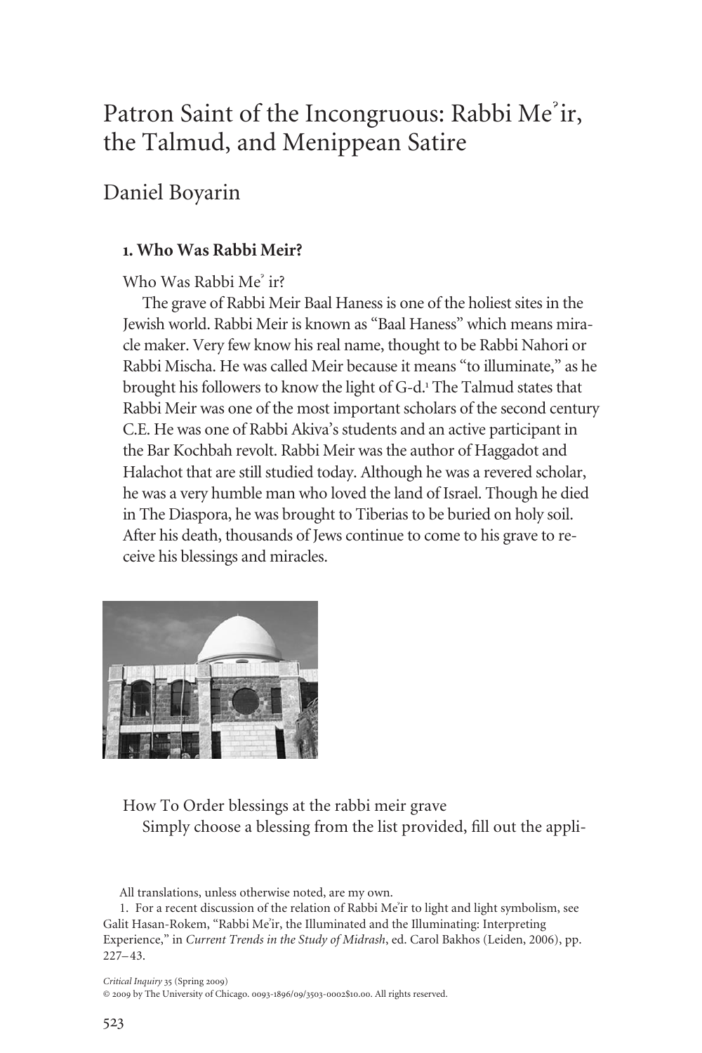# Patron Saint of the Incongruous: Rabbi Meʾir, the Talmud, and Menippean Satire

Daniel Boyarin

## 1. Who Was Rabbi Meir?

Who Was Rabbi Meʾ ir?

The grave of Rabbi Meir Baal Haness is one of the holiest sites in the Jewish world. Rabbi Meir is known as "Baal Haness" which means miracle maker. Very few know his real name, thought to be Rabbi Nahori or Rabbi Mischa. He was called Meir because it means "to illuminate," as he brought his followers to know the light of G-d.[1] The Talmud states that Rabbi Meir was one of the most important scholars of the second century C.E. He was one of Rabbi Akiva's students and an active participant in the Bar Kochbah revolt. Rabbi Meir was the author of Haggadot and Halachot that are still studied today. Although he was a revered scholar, he was a very humble man who loved the land of Israel. Though he died in The Diaspora, he was brought to Tiberias to be buried on holy soil. After his death, thousands of Jews continue to come to his grave to receive his blessings and miracles.

How To Order blessings at the rabbi meir grave

Simply choose a blessing from the list provided, fill out the appli-

All translations, unless otherwise noted, are my own.

1. For a recent discussion of the relation of Rabbi Meʾir to light and light symbolism, see Galit Hasan-Rokem, "Rabbi Meʾir, the Illuminated and the Illuminating: Interpreting Experience," in *Current Trends in the Study of Midrash*, ed. Carol Bakhos (Leiden, 2006), pp. 227–43.

*Critical Inquiry* 35 (Spring 2009)
© 2009 by The University of Chicago. 0093-1896/09/3503-0002$10.00. All rights reserved.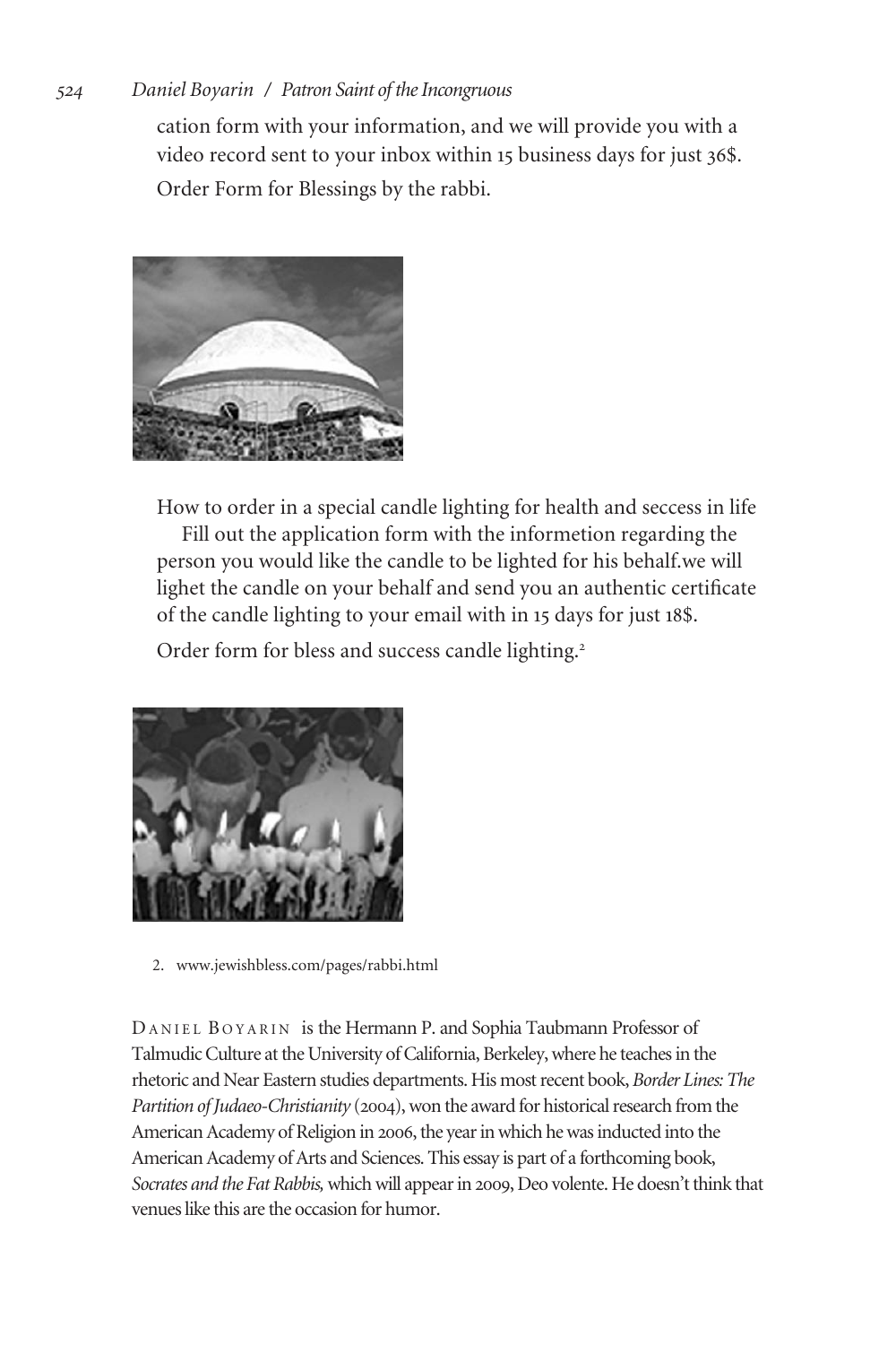cation form with your information, and we will provide you with a video record sent to your inbox within 15 business days for just 36$.

Order Form for Blessings by the rabbi.

How to order in a special candle lighting for health and seccess in life

Fill out the application form with the informetion regarding the person you would like the candle to be lighted for his behalf.we will lighet the candle on your behalf and send you an authentic certificate of the candle lighting to your email with in 15 days for just 18$.

Order form for bless and success candle lighting.[2]

2. www.jewishbless.com/pages/rabbi.html

DANIEL BOYARIN is the Hermann P. and Sophia Taubmann Professor of Talmudic Culture at the University of California, Berkeley, where he teaches in the rhetoric and Near Eastern studies departments. His most recent book, *Border Lines: The Partition of Judaeo-Christianity* (2004), won the award for historical research from the American Academy of Religion in 2006, the year in which he was inducted into the American Academy of Arts and Sciences. This essay is part of a forthcoming book, *Socrates and the Fat Rabbis,* which will appear in 2009, Deo volente. He doesn't think that venues like this are the occasion for humor.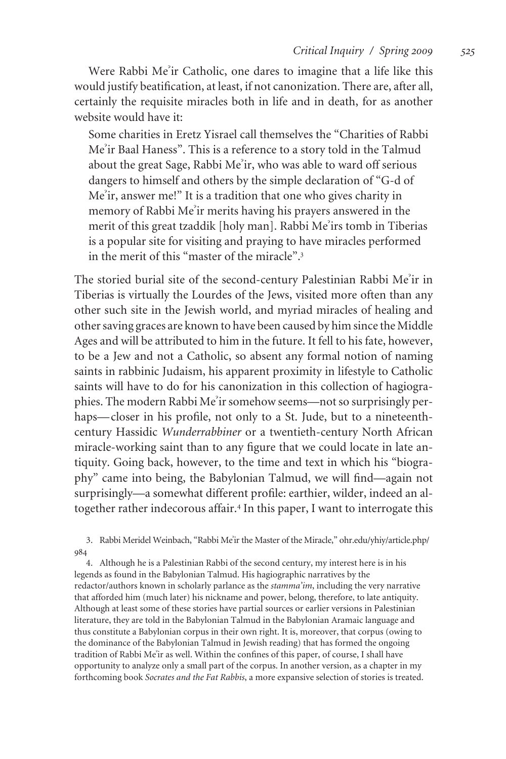Were Rabbi Meʾir Catholic, one dares to imagine that a life like this would justify beatification, at least, if not canonization. There are, after all, certainly the requisite miracles both in life and in death, for as another website would have it:

> Some charities in Eretz Yisrael call themselves the "Charities of Rabbi Meʾir Baal Haness". This is a reference to a story told in the Talmud about the great Sage, Rabbi Meʾir, who was able to ward off serious dangers to himself and others by the simple declaration of "G-d of Meʾir, answer me!" It is a tradition that one who gives charity in memory of Rabbi Meʾir merits having his prayers answered in the merit of this great tzaddik [holy man]. Rabbi Meʾirs tomb in Tiberias is a popular site for visiting and praying to have miracles performed in the merit of this "master of the miracle".[3]

The storied burial site of the second-century Palestinian Rabbi Meʾir in Tiberias is virtually the Lourdes of the Jews, visited more often than any other such site in the Jewish world, and myriad miracles of healing and other saving graces are known to have been caused by him since the Middle Ages and will be attributed to him in the future. It fell to his fate, however, to be a Jew and not a Catholic, so absent any formal notion of naming saints in rabbinic Judaism, his apparent proximity in lifestyle to Catholic saints will have to do for his canonization in this collection of hagiographies. The modern Rabbi Meʾir somehow seems—not so surprisingly perhaps—closer in his profile, not only to a St. Jude, but to a nineteenth-century Hassidic *Wunderrabbiner* or a twentieth-century North African miracle-working saint than to any figure that we could locate in late antiquity. Going back, however, to the time and text in which his "biography" came into being, the Babylonian Talmud, we will find—again not surprisingly—a somewhat different profile: earthier, wilder, indeed an altogether rather indecorous affair.[4] In this paper, I want to interrogate this

3. Rabbi Meridel Weinbach, "Rabbi Meʾir the Master of the Miracle," ohr.edu/yhiy/article.php/984

4. Although he is a Palestinian Rabbi of the second century, my interest here is in his legends as found in the Babylonian Talmud. His hagiographic narratives by the redactor/authors known in scholarly parlance as the *stamma'im*, including the very narrative that afforded him (much later) his nickname and power, belong, therefore, to late antiquity. Although at least some of these stories have partial sources or earlier versions in Palestinian literature, they are told in the Babylonian Talmud in the Babylonian Aramaic language and thus constitute a Babylonian corpus in their own right. It is, moreover, that corpus (owing to the dominance of the Babylonian Talmud in Jewish reading) that has formed the ongoing tradition of Rabbi Meʾir as well. Within the confines of this paper, of course, I shall have opportunity to analyze only a small part of the corpus. In another version, as a chapter in my forthcoming book *Socrates and the Fat Rabbis*, a more expansive selection of stories is treated.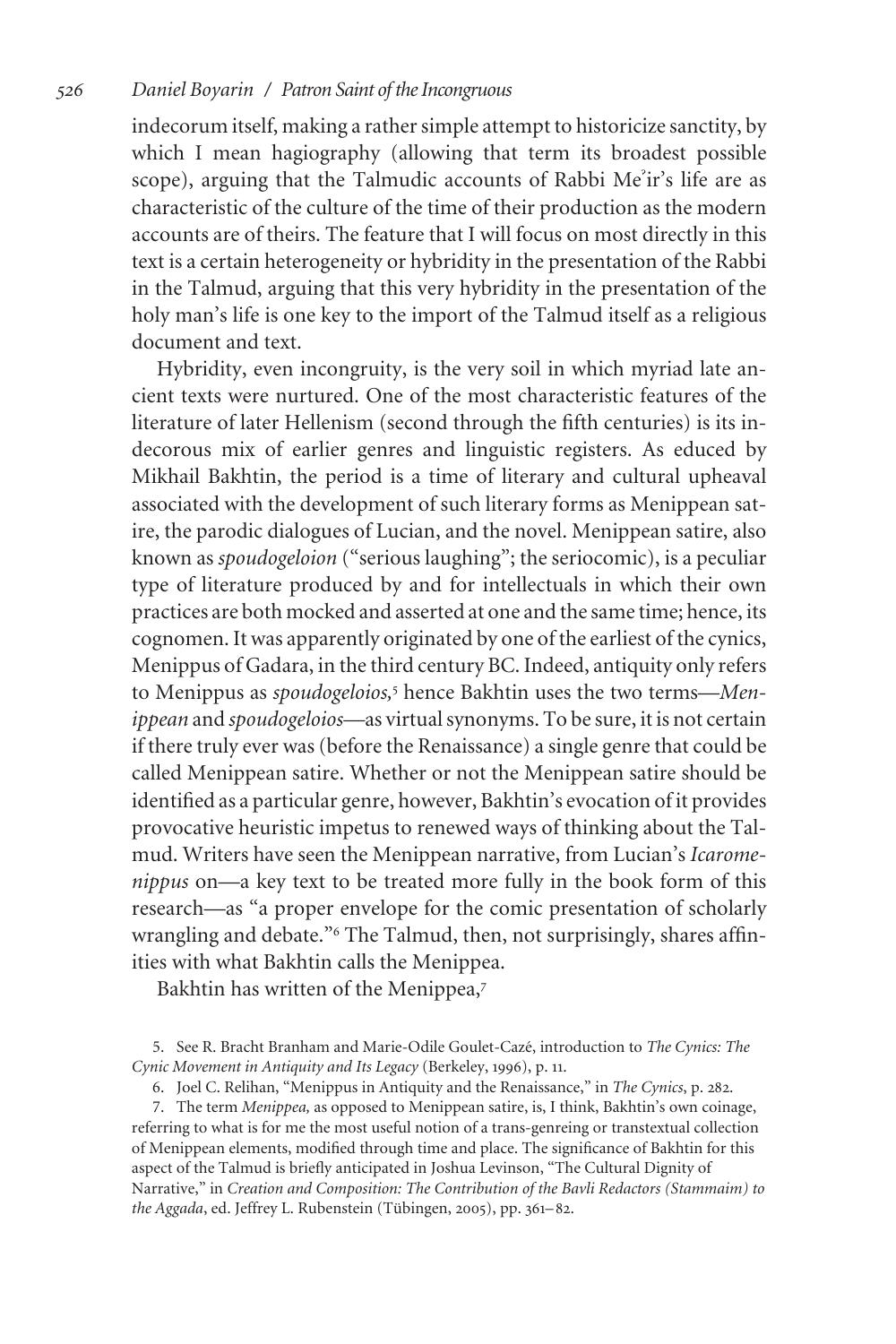indecorum itself, making a rather simple attempt to historicize sanctity, by which I mean hagiography (allowing that term its broadest possible scope), arguing that the Talmudic accounts of Rabbi Meʾir's life are as characteristic of the culture of the time of their production as the modern accounts are of theirs. The feature that I will focus on most directly in this text is a certain heterogeneity or hybridity in the presentation of the Rabbi in the Talmud, arguing that this very hybridity in the presentation of the holy man's life is one key to the import of the Talmud itself as a religious document and text.

Hybridity, even incongruity, is the very soil in which myriad late ancient texts were nurtured. One of the most characteristic features of the literature of later Hellenism (second through the fifth centuries) is its indecorous mix of earlier genres and linguistic registers. As educed by Mikhail Bakhtin, the period is a time of literary and cultural upheaval associated with the development of such literary forms as Menippean satire, the parodic dialogues of Lucian, and the novel. Menippean satire, also known as *spoudogeloion* ("serious laughing"; the seriocomic), is a peculiar type of literature produced by and for intellectuals in which their own practices are both mocked and asserted at one and the same time; hence, its cognomen. It was apparently originated by one of the earliest of the cynics, Menippus of Gadara, in the third century BC. Indeed, antiquity only refers to Menippus as *spoudogeloios*,[5] hence Bakhtin uses the two terms—*Menippean* and *spoudogeloios*—as virtual synonyms. To be sure, it is not certain if there truly ever was (before the Renaissance) a single genre that could be called Menippean satire. Whether or not the Menippean satire should be identified as a particular genre, however, Bakhtin's evocation of it provides provocative heuristic impetus to renewed ways of thinking about the Talmud. Writers have seen the Menippean narrative, from Lucian's *Icaromenippus* on—a key text to be treated more fully in the book form of this research—as "a proper envelope for the comic presentation of scholarly wrangling and debate."[6] The Talmud, then, not surprisingly, shares affinities with what Bakhtin calls the Menippea.

Bakhtin has written of the Menippea,[7]

5. See R. Bracht Branham and Marie-Odile Goulet-Cazé, introduction to *The Cynics: The Cynic Movement in Antiquity and Its Legacy* (Berkeley, 1996), p. 11.

6. Joel C. Relihan, "Menippus in Antiquity and the Renaissance," in *The Cynics*, p. 282.

7. The term *Menippea*, as opposed to Menippean satire, is, I think, Bakhtin's own coinage, referring to what is for me the most useful notion of a trans-genreing or transtextual collection of Menippean elements, modified through time and place. The significance of Bakhtin for this aspect of the Talmud is briefly anticipated in Joshua Levinson, "The Cultural Dignity of Narrative," in *Creation and Composition: The Contribution of the Bavli Redactors (Stammaim) to the Aggada*, ed. Jeffrey L. Rubenstein (Tübingen, 2005), pp. 361–82.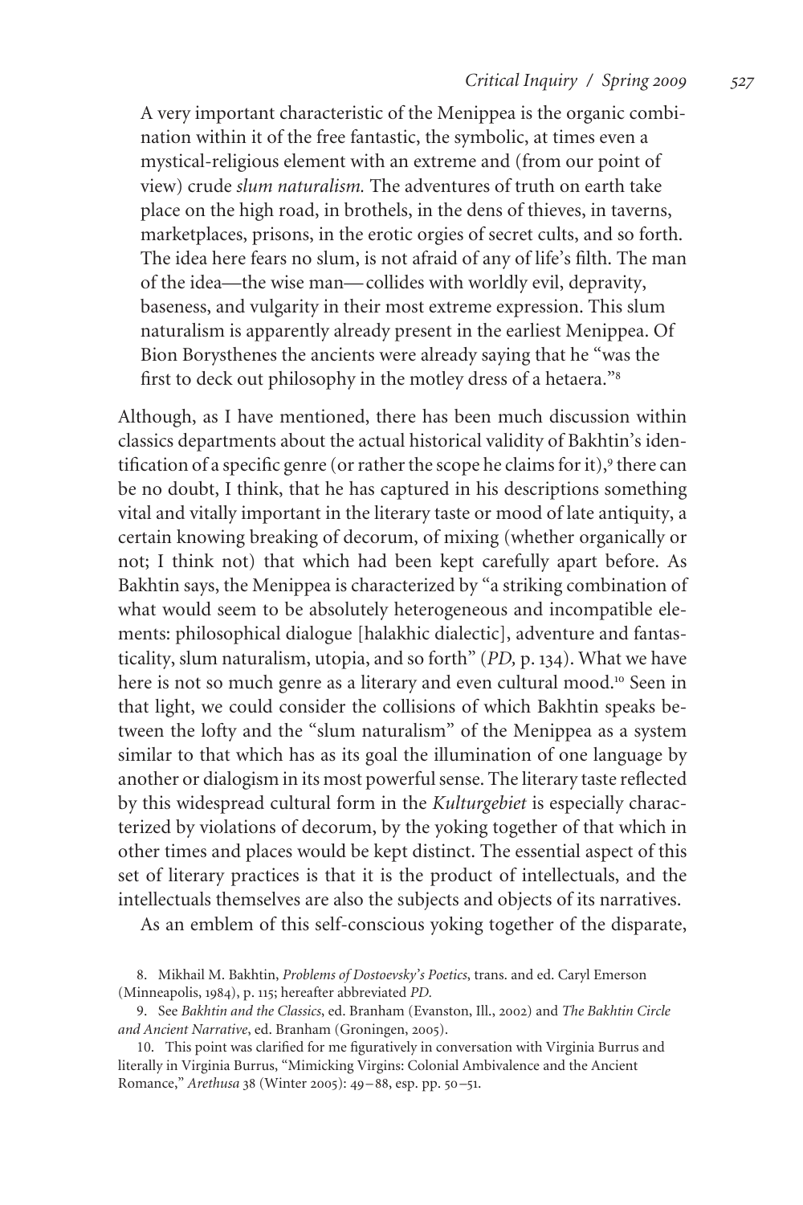> A very important characteristic of the Menippea is the organic combination within it of the free fantastic, the symbolic, at times even a mystical-religious element with an extreme and (from our point of view) crude *slum naturalism.* The adventures of truth on earth take place on the high road, in brothels, in the dens of thieves, in taverns, marketplaces, prisons, in the erotic orgies of secret cults, and so forth. The idea here fears no slum, is not afraid of any of life's filth. The man of the idea—the wise man—collides with worldly evil, depravity, baseness, and vulgarity in their most extreme expression. This slum naturalism is apparently already present in the earliest Menippea. Of Bion Borysthenes the ancients were already saying that he "was the first to deck out philosophy in the motley dress of a hetaera."[8]

Although, as I have mentioned, there has been much discussion within classics departments about the actual historical validity of Bakhtin's identification of a specific genre (or rather the scope he claims for it),[9] there can be no doubt, I think, that he has captured in his descriptions something vital and vitally important in the literary taste or mood of late antiquity, a certain knowing breaking of decorum, of mixing (whether organically or not; I think not) that which had been kept carefully apart before. As Bakhtin says, the Menippea is characterized by "a striking combination of what would seem to be absolutely heterogeneous and incompatible elements: philosophical dialogue [halakhic dialectic], adventure and fantasticality, slum naturalism, utopia, and so forth" (*PD,* p. 134). What we have here is not so much genre as a literary and even cultural mood.[10] Seen in that light, we could consider the collisions of which Bakhtin speaks between the lofty and the "slum naturalism" of the Menippea as a system similar to that which has as its goal the illumination of one language by another or dialogism in its most powerful sense. The literary taste reflected by this widespread cultural form in the *Kulturgebiet* is especially characterized by violations of decorum, by the yoking together of that which in other times and places would be kept distinct. The essential aspect of this set of literary practices is that it is the product of intellectuals, and the intellectuals themselves are also the subjects and objects of its narratives.

As an emblem of this self-conscious yoking together of the disparate,

8. Mikhail M. Bakhtin, *Problems of Dostoevsky's Poetics*, trans. and ed. Caryl Emerson (Minneapolis, 1984), p. 115; hereafter abbreviated *PD*.

9. See *Bakhtin and the Classics*, ed. Branham (Evanston, Ill., 2002) and *The Bakhtin Circle and Ancient Narrative*, ed. Branham (Groningen, 2005).

10. This point was clarified for me figuratively in conversation with Virginia Burrus and literally in Virginia Burrus, "Mimicking Virgins: Colonial Ambivalence and the Ancient Romance," *Arethusa* 38 (Winter 2005): 49–88, esp. pp. 50–51.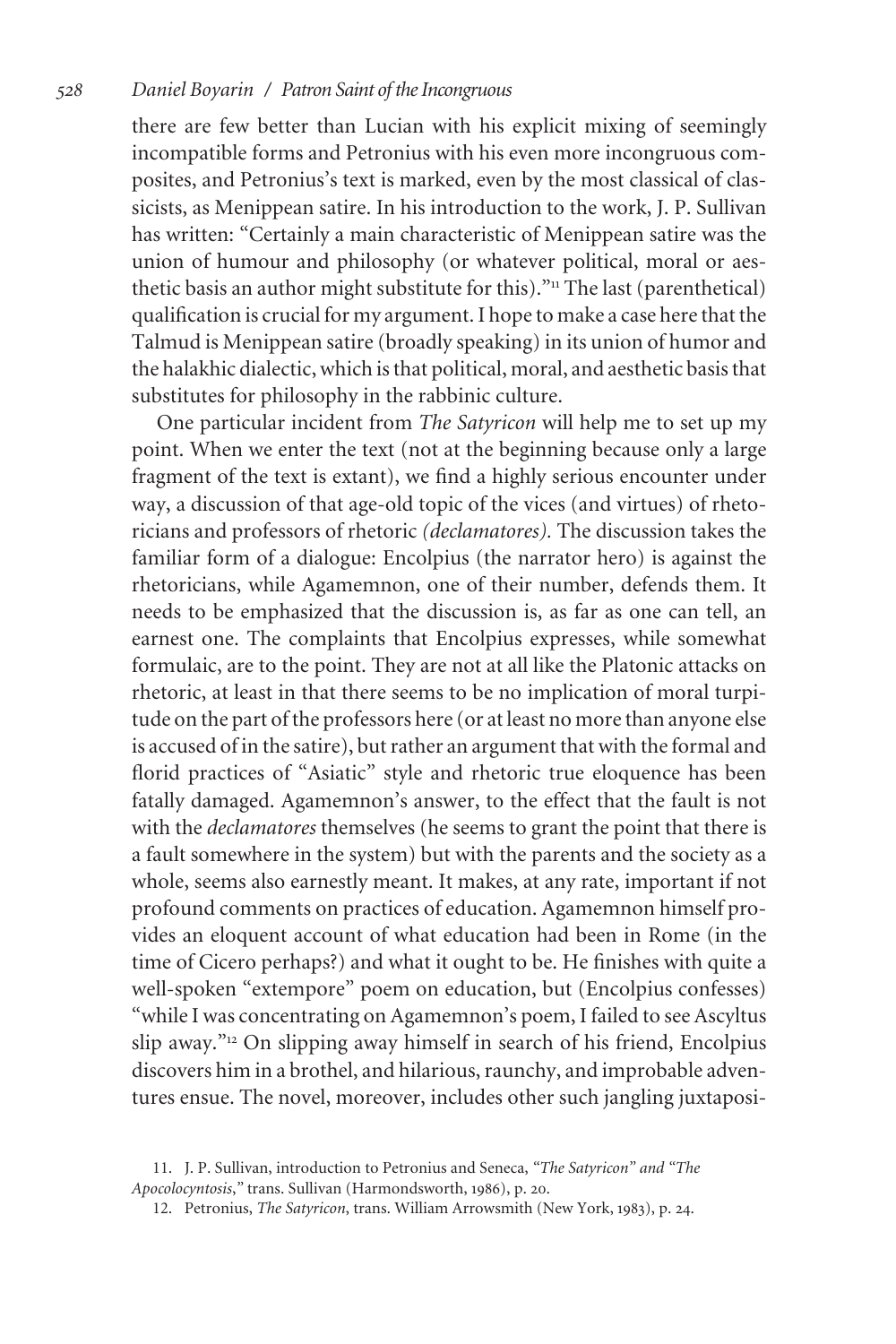there are few better than Lucian with his explicit mixing of seemingly incompatible forms and Petronius with his even more incongruous composites, and Petronius's text is marked, even by the most classical of classicists, as Menippean satire. In his introduction to the work, J. P. Sullivan has written: "Certainly a main characteristic of Menippean satire was the union of humour and philosophy (or whatever political, moral or aesthetic basis an author might substitute for this)."[11] The last (parenthetical) qualification is crucial for my argument. I hope to make a case here that the Talmud is Menippean satire (broadly speaking) in its union of humor and the halakhic dialectic, which is that political, moral, and aesthetic basis that substitutes for philosophy in the rabbinic culture.

One particular incident from *The Satyricon* will help me to set up my point. When we enter the text (not at the beginning because only a large fragment of the text is extant), we find a highly serious encounter under way, a discussion of that age-old topic of the vices (and virtues) of rhetoricians and professors of rhetoric *(declamatores)*. The discussion takes the familiar form of a dialogue: Encolpius (the narrator hero) is against the rhetoricians, while Agamemnon, one of their number, defends them. It needs to be emphasized that the discussion is, as far as one can tell, an earnest one. The complaints that Encolpius expresses, while somewhat formulaic, are to the point. They are not at all like the Platonic attacks on rhetoric, at least in that there seems to be no implication of moral turpitude on the part of the professors here (or at least no more than anyone else is accused of in the satire), but rather an argument that with the formal and florid practices of "Asiatic" style and rhetoric true eloquence has been fatally damaged. Agamemnon's answer, to the effect that the fault is not with the *declamatores* themselves (he seems to grant the point that there is a fault somewhere in the system) but with the parents and the society as a whole, seems also earnestly meant. It makes, at any rate, important if not profound comments on practices of education. Agamemnon himself provides an eloquent account of what education had been in Rome (in the time of Cicero perhaps?) and what it ought to be. He finishes with quite a well-spoken "extempore" poem on education, but (Encolpius confesses) "while I was concentrating on Agamemnon's poem, I failed to see Ascyltus slip away."[12] On slipping away himself in search of his friend, Encolpius discovers him in a brothel, and hilarious, raunchy, and improbable adventures ensue. The novel, moreover, includes other such jangling juxtaposi-

11. J. P. Sullivan, introduction to Petronius and Seneca, *"The Satyricon" and "The Apocolocyntosis,"* trans. Sullivan (Harmondsworth, 1986), p. 20.

12. Petronius, *The Satyricon*, trans. William Arrowsmith (New York, 1983), p. 24.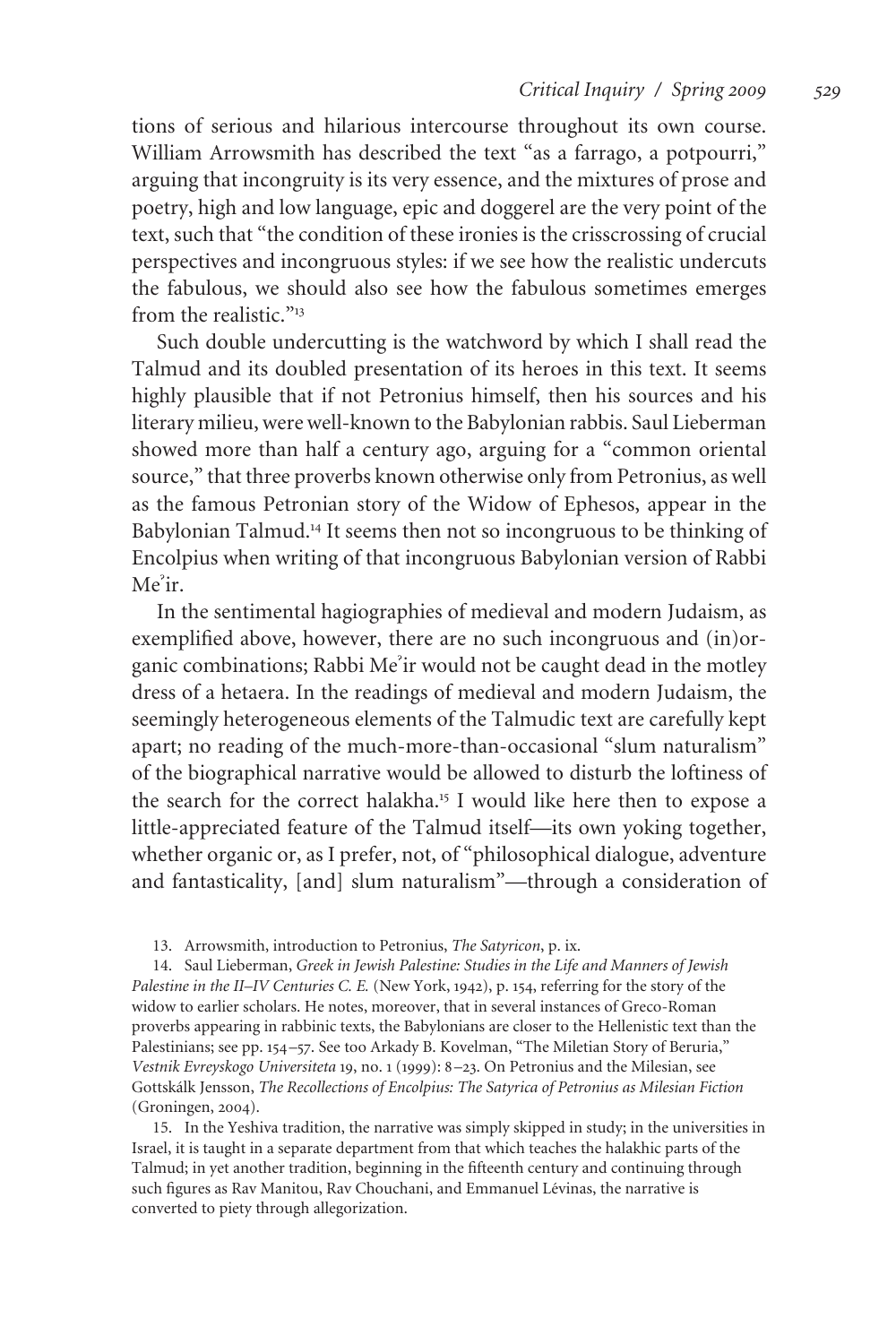tions of serious and hilarious intercourse throughout its own course. William Arrowsmith has described the text "as a farrago, a potpourri," arguing that incongruity is its very essence, and the mixtures of prose and poetry, high and low language, epic and doggerel are the very point of the text, such that "the condition of these ironies is the crisscrossing of crucial perspectives and incongruous styles: if we see how the realistic undercuts the fabulous, we should also see how the fabulous sometimes emerges from the realistic."[13]

Such double undercutting is the watchword by which I shall read the Talmud and its doubled presentation of its heroes in this text. It seems highly plausible that if not Petronius himself, then his sources and his literary milieu, were well-known to the Babylonian rabbis. Saul Lieberman showed more than half a century ago, arguing for a "common oriental source," that three proverbs known otherwise only from Petronius, as well as the famous Petronian story of the Widow of Ephesos, appear in the Babylonian Talmud.[14] It seems then not so incongruous to be thinking of Encolpius when writing of that incongruous Babylonian version of Rabbi Meʾir.

In the sentimental hagiographies of medieval and modern Judaism, as exemplified above, however, there are no such incongruous and (in)organic combinations; Rabbi Meʾir would not be caught dead in the motley dress of a hetaera. In the readings of medieval and modern Judaism, the seemingly heterogeneous elements of the Talmudic text are carefully kept apart; no reading of the much-more-than-occasional "slum naturalism" of the biographical narrative would be allowed to disturb the loftiness of the search for the correct halakha.[15] I would like here then to expose a little-appreciated feature of the Talmud itself—its own yoking together, whether organic or, as I prefer, not, of "philosophical dialogue, adventure and fantasticality, [and] slum naturalism"—through a consideration of

13. Arrowsmith, introduction to Petronius, *The Satyricon*, p. ix.

14. Saul Lieberman, *Greek in Jewish Palestine: Studies in the Life and Manners of Jewish Palestine in the II–IV Centuries C. E.* (New York, 1942), p. 154, referring for the story of the widow to earlier scholars. He notes, moreover, that in several instances of Greco-Roman proverbs appearing in rabbinic texts, the Babylonians are closer to the Hellenistic text than the Palestinians; see pp. 154–57. See too Arkady B. Kovelman, "The Miletian Story of Beruria," *Vestnik Evreyskogo Universiteta* 19, no. 1 (1999): 8–23. On Petronius and the Milesian, see Gottskálk Jensson, *The Recollections of Encolpius: The Satyrica of Petronius as Milesian Fiction* (Groningen, 2004).

15. In the Yeshiva tradition, the narrative was simply skipped in study; in the universities in Israel, it is taught in a separate department from that which teaches the halakhic parts of the Talmud; in yet another tradition, beginning in the fifteenth century and continuing through such figures as Rav Manitou, Rav Chouchani, and Emmanuel Lévinas, the narrative is converted to piety through allegorization.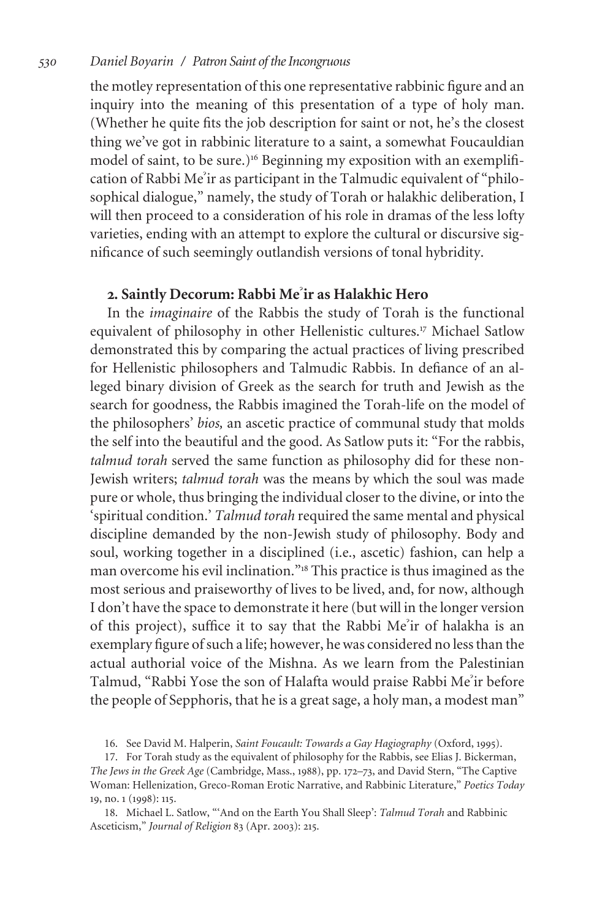the motley representation of this one representative rabbinic figure and an inquiry into the meaning of this presentation of a type of holy man. (Whether he quite fits the job description for saint or not, he's the closest thing we've got in rabbinic literature to a saint, a somewhat Foucauldian model of saint, to be sure.)[16] Beginning my exposition with an exemplification of Rabbi Meʾir as participant in the Talmudic equivalent of "philosophical dialogue," namely, the study of Torah or halakhic deliberation, I will then proceed to a consideration of his role in dramas of the less lofty varieties, ending with an attempt to explore the cultural or discursive significance of such seemingly outlandish versions of tonal hybridity.

## 2. Saintly Decorum: Rabbi Meʾir as Halakhic Hero

In the *imaginaire* of the Rabbis the study of Torah is the functional equivalent of philosophy in other Hellenistic cultures.[17] Michael Satlow demonstrated this by comparing the actual practices of living prescribed for Hellenistic philosophers and Talmudic Rabbis. In defiance of an alleged binary division of Greek as the search for truth and Jewish as the search for goodness, the Rabbis imagined the Torah-life on the model of the philosophers' *bios,* an ascetic practice of communal study that molds the self into the beautiful and the good. As Satlow puts it: "For the rabbis, *talmud torah* served the same function as philosophy did for these non-Jewish writers; *talmud torah* was the means by which the soul was made pure or whole, thus bringing the individual closer to the divine, or into the 'spiritual condition.' *Talmud torah* required the same mental and physical discipline demanded by the non-Jewish study of philosophy. Body and soul, working together in a disciplined (i.e., ascetic) fashion, can help a man overcome his evil inclination."[18] This practice is thus imagined as the most serious and praiseworthy of lives to be lived, and, for now, although I don't have the space to demonstrate it here (but will in the longer version of this project), suffice it to say that the Rabbi Meʾir of halakha is an exemplary figure of such a life; however, he was considered no less than the actual authorial voice of the Mishna. As we learn from the Palestinian Talmud, "Rabbi Yose the son of Halafta would praise Rabbi Meʾir before the people of Sepphoris, that he is a great sage, a holy man, a modest man"

16. See David M. Halperin, *Saint Foucault: Towards a Gay Hagiography* (Oxford, 1995).

17. For Torah study as the equivalent of philosophy for the Rabbis, see Elias J. Bickerman, *The Jews in the Greek Age* (Cambridge, Mass., 1988), pp. 172–73, and David Stern, "The Captive Woman: Hellenization, Greco-Roman Erotic Narrative, and Rabbinic Literature," *Poetics Today* 19, no. 1 (1998): 115.

18. Michael L. Satlow, "'And on the Earth You Shall Sleep': *Talmud Torah* and Rabbinic Asceticism," *Journal of Religion* 83 (Apr. 2003): 215.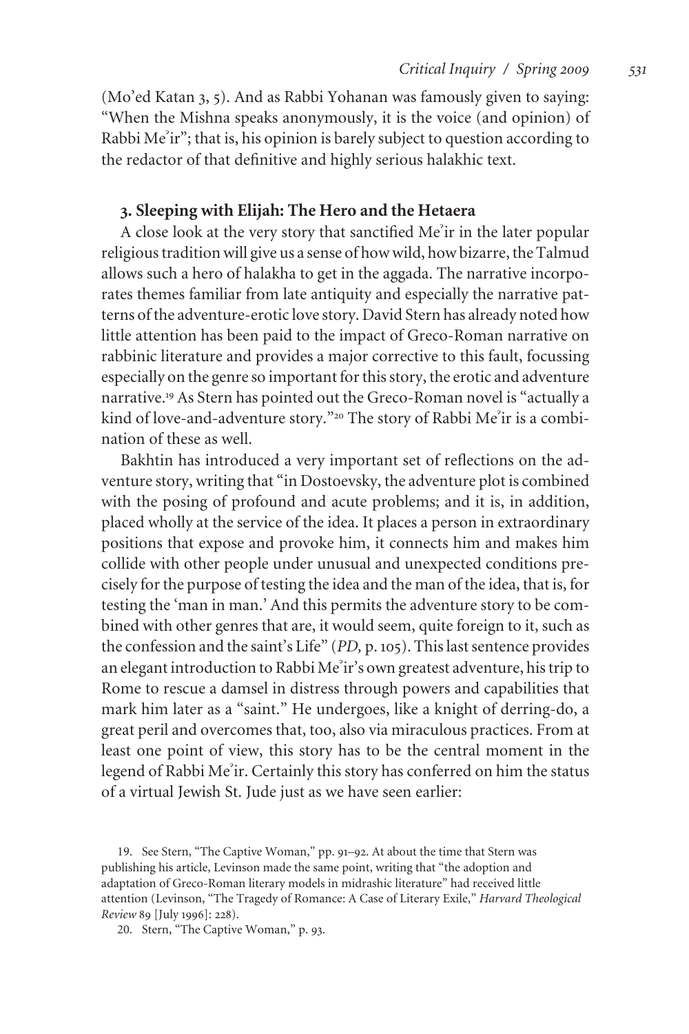(Mo'ed Katan 3, 5). And as Rabbi Yohanan was famously given to saying: "When the Mishna speaks anonymously, it is the voice (and opinion) of Rabbi Meʾir"; that is, his opinion is barely subject to question according to the redactor of that definitive and highly serious halakhic text.

### 3. Sleeping with Elijah: The Hero and the Hetaera

A close look at the very story that sanctified Meʾir in the later popular religious tradition will give us a sense of how wild, how bizarre, the Talmud allows such a hero of halakha to get in the aggada. The narrative incorporates themes familiar from late antiquity and especially the narrative patterns of the adventure-erotic love story. David Stern has already noted how little attention has been paid to the impact of Greco-Roman narrative on rabbinic literature and provides a major corrective to this fault, focussing especially on the genre so important for this story, the erotic and adventure narrative.[19] As Stern has pointed out the Greco-Roman novel is "actually a kind of love-and-adventure story."[20] The story of Rabbi Meʾir is a combination of these as well.

Bakhtin has introduced a very important set of reflections on the adventure story, writing that "in Dostoevsky, the adventure plot is combined with the posing of profound and acute problems; and it is, in addition, placed wholly at the service of the idea. It places a person in extraordinary positions that expose and provoke him, it connects him and makes him collide with other people under unusual and unexpected conditions precisely for the purpose of testing the idea and the man of the idea, that is, for testing the 'man in man.' And this permits the adventure story to be combined with other genres that are, it would seem, quite foreign to it, such as the confession and the saint's Life" (*PD*, p. 105). This last sentence provides an elegant introduction to Rabbi Meʾir's own greatest adventure, his trip to Rome to rescue a damsel in distress through powers and capabilities that mark him later as a "saint." He undergoes, like a knight of derring-do, a great peril and overcomes that, too, also via miraculous practices. From at least one point of view, this story has to be the central moment in the legend of Rabbi Meʾir. Certainly this story has conferred on him the status of a virtual Jewish St. Jude just as we have seen earlier:

19. See Stern, "The Captive Woman," pp. 91–92. At about the time that Stern was publishing his article, Levinson made the same point, writing that "the adoption and adaptation of Greco-Roman literary models in midrashic literature" had received little attention (Levinson, "The Tragedy of Romance: A Case of Literary Exile," *Harvard Theological Review* 89 [July 1996]: 228).

20. Stern, "The Captive Woman," p. 93.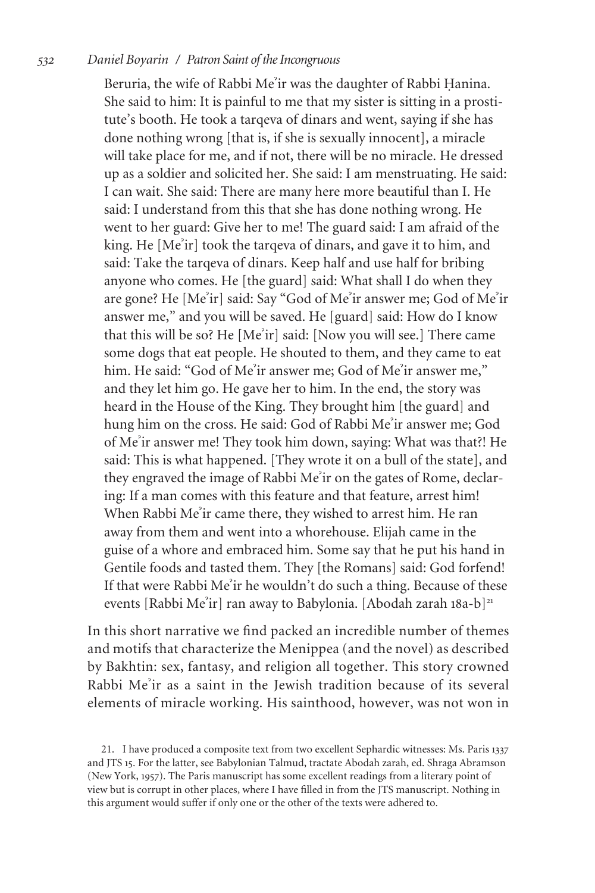Beruria, the wife of Rabbi Meʾir was the daughter of Rabbi Ḥanina. She said to him: It is painful to me that my sister is sitting in a prostitute's booth. He took a tarqeva of dinars and went, saying if she has done nothing wrong [that is, if she is sexually innocent], a miracle will take place for me, and if not, there will be no miracle. He dressed up as a soldier and solicited her. She said: I am menstruating. He said: I can wait. She said: There are many here more beautiful than I. He said: I understand from this that she has done nothing wrong. He went to her guard: Give her to me! The guard said: I am afraid of the king. He [Meʾir] took the tarqeva of dinars, and gave it to him, and said: Take the tarqeva of dinars. Keep half and use half for bribing anyone who comes. He [the guard] said: What shall I do when they are gone? He [Meʾir] said: Say "God of Meʾir answer me; God of Meʾir answer me," and you will be saved. He [guard] said: How do I know that this will be so? He [Meʾir] said: [Now you will see.] There came some dogs that eat people. He shouted to them, and they came to eat him. He said: "God of Meʾir answer me; God of Meʾir answer me," and they let him go. He gave her to him. In the end, the story was heard in the House of the King. They brought him [the guard] and hung him on the cross. He said: God of Rabbi Meʾir answer me; God of Meʾir answer me! They took him down, saying: What was that?! He said: This is what happened. [They wrote it on a bull of the state], and they engraved the image of Rabbi Meʾir on the gates of Rome, declaring: If a man comes with this feature and that feature, arrest him! When Rabbi Meʾir came there, they wished to arrest him. He ran away from them and went into a whorehouse. Elijah came in the guise of a whore and embraced him. Some say that he put his hand in Gentile foods and tasted them. They [the Romans] said: God forfend! If that were Rabbi Meʾir he wouldn't do such a thing. Because of these events [Rabbi Meʾir] ran away to Babylonia. [Abodah zarah 18a-b][21]

In this short narrative we find packed an incredible number of themes and motifs that characterize the Menippea (and the novel) as described by Bakhtin: sex, fantasy, and religion all together. This story crowned Rabbi Meʾir as a saint in the Jewish tradition because of its several elements of miracle working. His sainthood, however, was not won in

21. I have produced a composite text from two excellent Sephardic witnesses: Ms. Paris 1337 and JTS 15. For the latter, see Babylonian Talmud, tractate Abodah zarah, ed. Shraga Abramson (New York, 1957). The Paris manuscript has some excellent readings from a literary point of view but is corrupt in other places, where I have filled in from the JTS manuscript. Nothing in this argument would suffer if only one or the other of the texts were adhered to.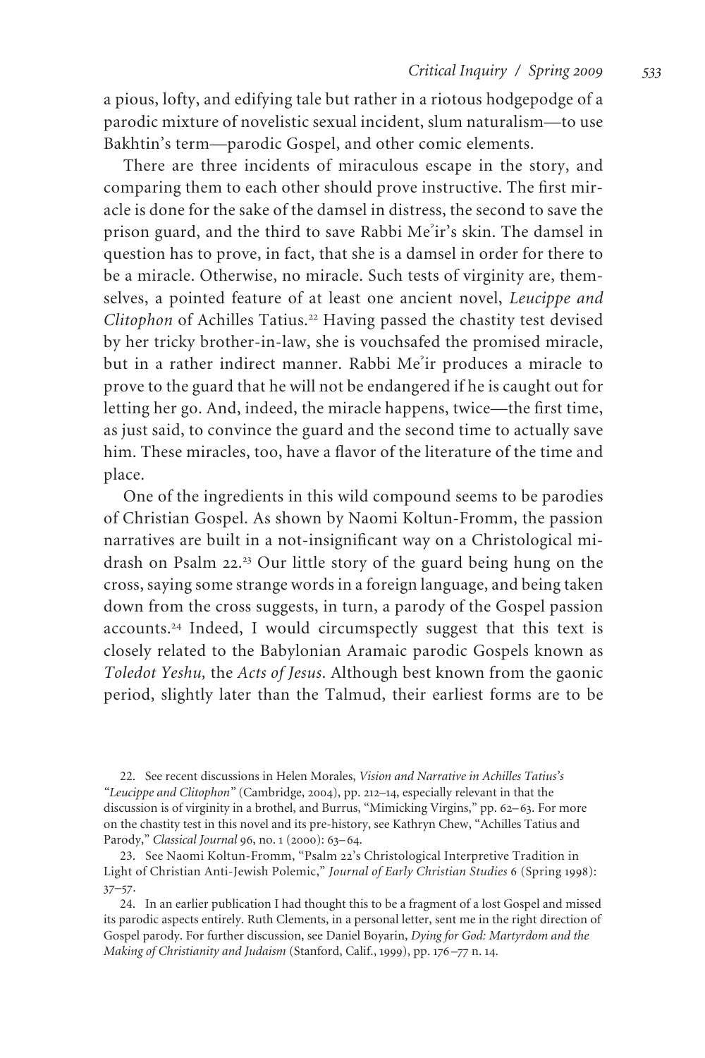a pious, lofty, and edifying tale but rather in a riotous hodgepodge of a parodic mixture of novelistic sexual incident, slum naturalism—to use Bakhtin's term—parodic Gospel, and other comic elements.

There are three incidents of miraculous escape in the story, and comparing them to each other should prove instructive. The first miracle is done for the sake of the damsel in distress, the second to save the prison guard, and the third to save Rabbi Meʾir's skin. The damsel in question has to prove, in fact, that she is a damsel in order for there to be a miracle. Otherwise, no miracle. Such tests of virginity are, themselves, a pointed feature of at least one ancient novel, *Leucippe and Clitophon* of Achilles Tatius.[22] Having passed the chastity test devised by her tricky brother-in-law, she is vouchsafed the promised miracle, but in a rather indirect manner. Rabbi Meʾir produces a miracle to prove to the guard that he will not be endangered if he is caught out for letting her go. And, indeed, the miracle happens, twice—the first time, as just said, to convince the guard and the second time to actually save him. These miracles, too, have a flavor of the literature of the time and place.

One of the ingredients in this wild compound seems to be parodies of Christian Gospel. As shown by Naomi Koltun-Fromm, the passion narratives are built in a not-insignificant way on a Christological midrash on Psalm 22.[23] Our little story of the guard being hung on the cross, saying some strange words in a foreign language, and being taken down from the cross suggests, in turn, a parody of the Gospel passion accounts.[24] Indeed, I would circumspectly suggest that this text is closely related to the Babylonian Aramaic parodic Gospels known as *Toledot Yeshu,* the *Acts of Jesus*. Although best known from the gaonic period, slightly later than the Talmud, their earliest forms are to be

22. See recent discussions in Helen Morales, *Vision and Narrative in Achilles Tatius's "Leucippe and Clitophon"* (Cambridge, 2004), pp. 212–14, especially relevant in that the discussion is of virginity in a brothel, and Burrus, "Mimicking Virgins," pp. 62–63. For more on the chastity test in this novel and its pre-history, see Kathryn Chew, "Achilles Tatius and Parody," *Classical Journal* 96, no. 1 (2000): 63–64.

23. See Naomi Koltun-Fromm, "Psalm 22's Christological Interpretive Tradition in Light of Christian Anti-Jewish Polemic," *Journal of Early Christian Studies* 6 (Spring 1998): 37–57.

24. In an earlier publication I had thought this to be a fragment of a lost Gospel and missed its parodic aspects entirely. Ruth Clements, in a personal letter, sent me in the right direction of Gospel parody. For further discussion, see Daniel Boyarin, *Dying for God: Martyrdom and the Making of Christianity and Judaism* (Stanford, Calif., 1999), pp. 176–77 n. 14.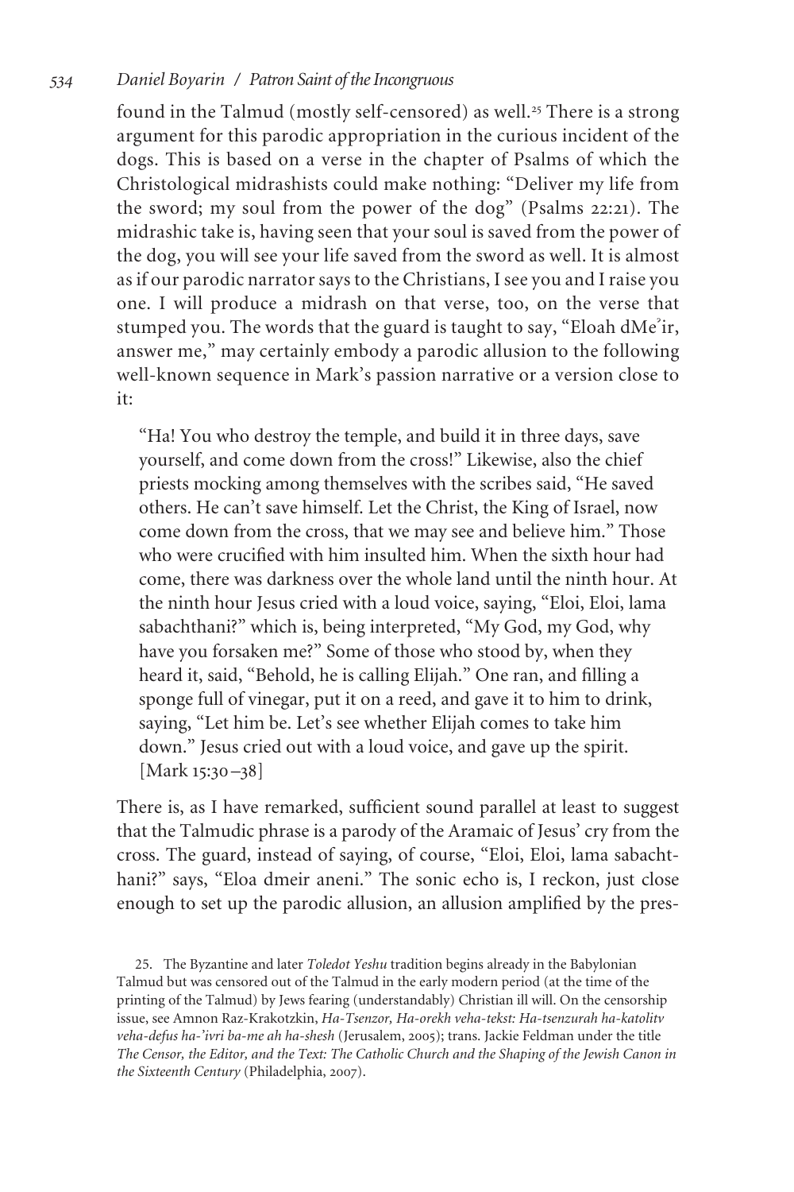found in the Talmud (mostly self-censored) as well.[25] There is a strong argument for this parodic appropriation in the curious incident of the dogs. This is based on a verse in the chapter of Psalms of which the Christological midrashists could make nothing: "Deliver my life from the sword; my soul from the power of the dog" (Psalms 22:21). The midrashic take is, having seen that your soul is saved from the power of the dog, you will see your life saved from the sword as well. It is almost as if our parodic narrator says to the Christians, I see you and I raise you one. I will produce a midrash on that verse, too, on the verse that stumped you. The words that the guard is taught to say, "Eloah dMeʾir, answer me," may certainly embody a parodic allusion to the following well-known sequence in Mark's passion narrative or a version close to it:

> "Ha! You who destroy the temple, and build it in three days, save yourself, and come down from the cross!" Likewise, also the chief priests mocking among themselves with the scribes said, "He saved others. He can't save himself. Let the Christ, the King of Israel, now come down from the cross, that we may see and believe him." Those who were crucified with him insulted him. When the sixth hour had come, there was darkness over the whole land until the ninth hour. At the ninth hour Jesus cried with a loud voice, saying, "Eloi, Eloi, lama sabachthani?" which is, being interpreted, "My God, my God, why have you forsaken me?" Some of those who stood by, when they heard it, said, "Behold, he is calling Elijah." One ran, and filling a sponge full of vinegar, put it on a reed, and gave it to him to drink, saying, "Let him be. Let's see whether Elijah comes to take him down." Jesus cried out with a loud voice, and gave up the spirit. [Mark 15:30–38]

There is, as I have remarked, sufficient sound parallel at least to suggest that the Talmudic phrase is a parody of the Aramaic of Jesus' cry from the cross. The guard, instead of saying, of course, "Eloi, Eloi, lama sabachthani?" says, "Eloa dmeir aneni." The sonic echo is, I reckon, just close enough to set up the parodic allusion, an allusion amplified by the pres-

25. The Byzantine and later *Toledot Yeshu* tradition begins already in the Babylonian Talmud but was censored out of the Talmud in the early modern period (at the time of the printing of the Talmud) by Jews fearing (understandably) Christian ill will. On the censorship issue, see Amnon Raz-Krakotzkin, *Ha-Tsenzor, Ha-orekh veha-tekst: Ha-tsenzurah ha-katolitv veha-defus ha-'ivri ba-me ah ha-shesh* (Jerusalem, 2005); trans. Jackie Feldman under the title *The Censor, the Editor, and the Text: The Catholic Church and the Shaping of the Jewish Canon in the Sixteenth Century* (Philadelphia, 2007).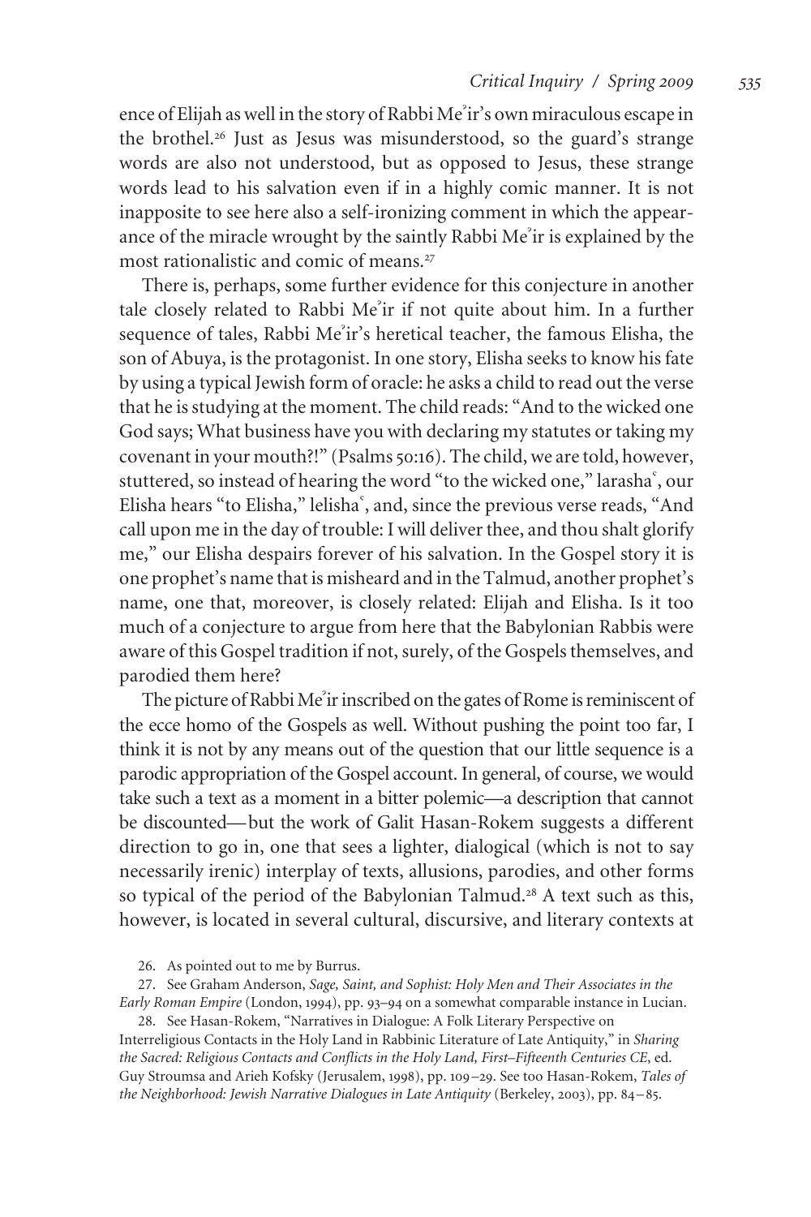ence of Elijah as well in the story of Rabbi Meʾir's own miraculous escape in the brothel.[26] Just as Jesus was misunderstood, so the guard's strange words are also not understood, but as opposed to Jesus, these strange words lead to his salvation even if in a highly comic manner. It is not inapposite to see here also a self-ironizing comment in which the appearance of the miracle wrought by the saintly Rabbi Meʾir is explained by the most rationalistic and comic of means.[27]

There is, perhaps, some further evidence for this conjecture in another tale closely related to Rabbi Meʾir if not quite about him. In a further sequence of tales, Rabbi Meʾir's heretical teacher, the famous Elisha, the son of Abuya, is the protagonist. In one story, Elisha seeks to know his fate by using a typical Jewish form of oracle: he asks a child to read out the verse that he is studying at the moment. The child reads: "And to the wicked one God says; What business have you with declaring my statutes or taking my covenant in your mouth?!" (Psalms 50:16). The child, we are told, however, stuttered, so instead of hearing the word "to the wicked one," larashaʿ, our Elisha hears "to Elisha," lelishaʿ, and, since the previous verse reads, "And call upon me in the day of trouble: I will deliver thee, and thou shalt glorify me," our Elisha despairs forever of his salvation. In the Gospel story it is one prophet's name that is misheard and in the Talmud, another prophet's name, one that, moreover, is closely related: Elijah and Elisha. Is it too much of a conjecture to argue from here that the Babylonian Rabbis were aware of this Gospel tradition if not, surely, of the Gospels themselves, and parodied them here?

The picture of Rabbi Meʾir inscribed on the gates of Rome is reminiscent of the ecce homo of the Gospels as well. Without pushing the point too far, I think it is not by any means out of the question that our little sequence is a parodic appropriation of the Gospel account. In general, of course, we would take such a text as a moment in a bitter polemic—a description that cannot be discounted—but the work of Galit Hasan-Rokem suggests a different direction to go in, one that sees a lighter, dialogical (which is not to say necessarily irenic) interplay of texts, allusions, parodies, and other forms so typical of the period of the Babylonian Talmud.[28] A text such as this, however, is located in several cultural, discursive, and literary contexts at

26. As pointed out to me by Burrus.

27. See Graham Anderson, *Sage, Saint, and Sophist: Holy Men and Their Associates in the Early Roman Empire* (London, 1994), pp. 93–94 on a somewhat comparable instance in Lucian.

28. See Hasan-Rokem, "Narratives in Dialogue: A Folk Literary Perspective on Interreligious Contacts in the Holy Land in Rabbinic Literature of Late Antiquity," in *Sharing the Sacred: Religious Contacts and Conflicts in the Holy Land, First–Fifteenth Centuries CE*, ed. Guy Stroumsa and Arieh Kofsky (Jerusalem, 1998), pp. 109–29. See too Hasan-Rokem, *Tales of the Neighborhood: Jewish Narrative Dialogues in Late Antiquity* (Berkeley, 2003), pp. 84–85.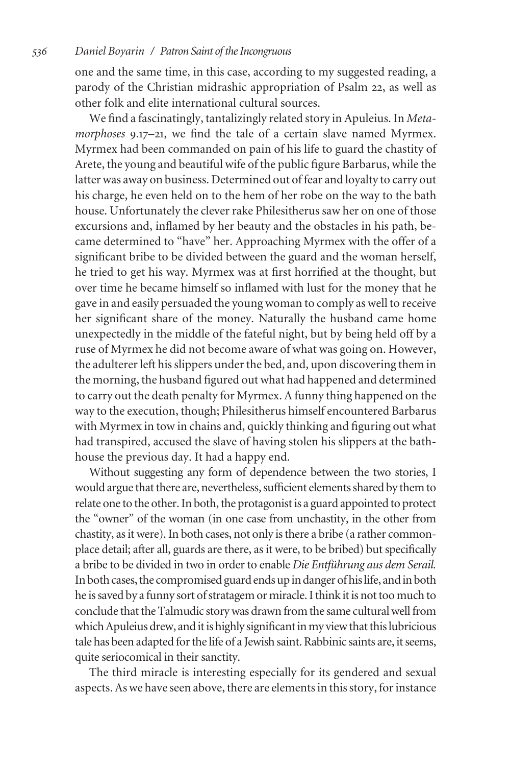one and the same time, in this case, according to my suggested reading, a parody of the Christian midrashic appropriation of Psalm 22, as well as other folk and elite international cultural sources.

We find a fascinatingly, tantalizingly related story in Apuleius. In *Metamorphoses* 9.17–21, we find the tale of a certain slave named Myrmex. Myrmex had been commanded on pain of his life to guard the chastity of Arete, the young and beautiful wife of the public figure Barbarus, while the latter was away on business. Determined out of fear and loyalty to carry out his charge, he even held on to the hem of her robe on the way to the bath house. Unfortunately the clever rake Philesitherus saw her on one of those excursions and, inflamed by her beauty and the obstacles in his path, became determined to "have" her. Approaching Myrmex with the offer of a significant bribe to be divided between the guard and the woman herself, he tried to get his way. Myrmex was at first horrified at the thought, but over time he became himself so inflamed with lust for the money that he gave in and easily persuaded the young woman to comply as well to receive her significant share of the money. Naturally the husband came home unexpectedly in the middle of the fateful night, but by being held off by a ruse of Myrmex he did not become aware of what was going on. However, the adulterer left his slippers under the bed, and, upon discovering them in the morning, the husband figured out what had happened and determined to carry out the death penalty for Myrmex. A funny thing happened on the way to the execution, though; Philesitherus himself encountered Barbarus with Myrmex in tow in chains and, quickly thinking and figuring out what had transpired, accused the slave of having stolen his slippers at the bathhouse the previous day. It had a happy end.

Without suggesting any form of dependence between the two stories, I would argue that there are, nevertheless, sufficient elements shared by them to relate one to the other. In both, the protagonist is a guard appointed to protect the "owner" of the woman (in one case from unchastity, in the other from chastity, as it were). In both cases, not only is there a bribe (a rather commonplace detail; after all, guards are there, as it were, to be bribed) but specifically a bribe to be divided in two in order to enable *Die Entführung aus dem Serail.* In both cases, the compromised guard ends up in danger of his life, and in both he is saved by a funny sort of stratagem or miracle. I think it is not too much to conclude that the Talmudic story was drawn from the same cultural well from which Apuleius drew, and it is highly significant in my view that this lubricious tale has been adapted for the life of a Jewish saint. Rabbinic saints are, it seems, quite seriocomical in their sanctity.

The third miracle is interesting especially for its gendered and sexual aspects. As we have seen above, there are elements in this story, for instance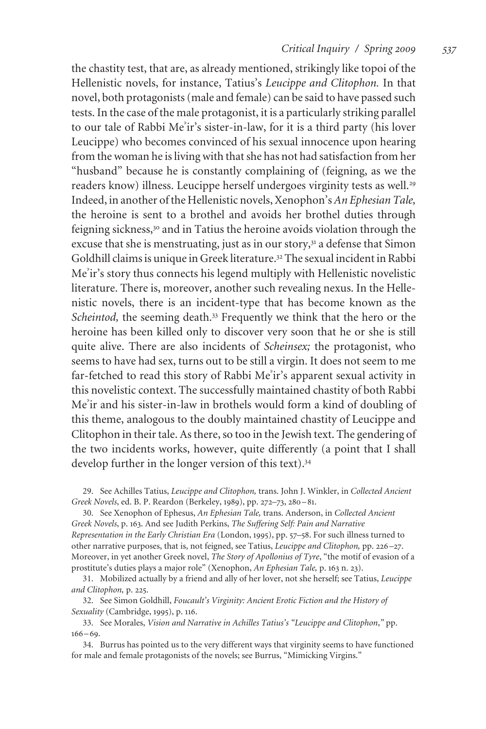the chastity test, that are, as already mentioned, strikingly like topoi of the Hellenistic novels, for instance, Tatius's *Leucippe and Clitophon.* In that novel, both protagonists (male and female) can be said to have passed such tests. In the case of the male protagonist, it is a particularly striking parallel to our tale of Rabbi Meʾir's sister-in-law, for it is a third party (his lover Leucippe) who becomes convinced of his sexual innocence upon hearing from the woman he is living with that she has not had satisfaction from her "husband" because he is constantly complaining of (feigning, as we the readers know) illness. Leucippe herself undergoes virginity tests as well.[29] Indeed, in another of the Hellenistic novels, Xenophon's *An Ephesian Tale,* the heroine is sent to a brothel and avoids her brothel duties through feigning sickness,[30] and in Tatius the heroine avoids violation through the excuse that she is menstruating, just as in our story,[31] a defense that Simon Goldhill claims is unique in Greek literature.[32] The sexual incident in Rabbi Meʾir's story thus connects his legend multiply with Hellenistic novelistic literature. There is, moreover, another such revealing nexus. In the Hellenistic novels, there is an incident-type that has become known as the *Scheintod,* the seeming death.[33] Frequently we think that the hero or the heroine has been killed only to discover very soon that he or she is still quite alive. There are also incidents of *Scheinsex;* the protagonist, who seems to have had sex, turns out to be still a virgin. It does not seem to me far-fetched to read this story of Rabbi Meʾir's apparent sexual activity in this novelistic context. The successfully maintained chastity of both Rabbi Meʾir and his sister-in-law in brothels would form a kind of doubling of this theme, analogous to the doubly maintained chastity of Leucippe and Clitophon in their tale. As there, so too in the Jewish text. The gendering of the two incidents works, however, quite differently (a point that I shall develop further in the longer version of this text).[34]

29. See Achilles Tatius, *Leucippe and Clitophon,* trans. John J. Winkler, in *Collected Ancient Greek Novels*, ed. B. P. Reardon (Berkeley, 1989), pp. 272–73, 280–81.

30. See Xenophon of Ephesus, *An Ephesian Tale,* trans. Anderson, in *Collected Ancient Greek Novels*, p. 163. And see Judith Perkins, *The Suffering Self: Pain and Narrative Representation in the Early Christian Era* (London, 1995), pp. 57–58. For such illness turned to other narrative purposes, that is, not feigned, see Tatius, *Leucippe and Clitophon,* pp. 226–27. Moreover, in yet another Greek novel, *The Story of Apollonius of Tyre*, "the motif of evasion of a prostitute's duties plays a major role" (Xenophon, *An Ephesian Tale,* p. 163 n. 23).

31. Mobilized actually by a friend and ally of her lover, not she herself; see Tatius, *Leucippe and Clitophon,* p. 225.

32. See Simon Goldhill, *Foucault's Virginity: Ancient Erotic Fiction and the History of Sexuality* (Cambridge, 1995), p. 116.

33. See Morales, *Vision and Narrative in Achilles Tatius's "Leucippe and Clitophon*,*"* pp. 166–69.

34. Burrus has pointed us to the very different ways that virginity seems to have functioned for male and female protagonists of the novels; see Burrus, "Mimicking Virgins."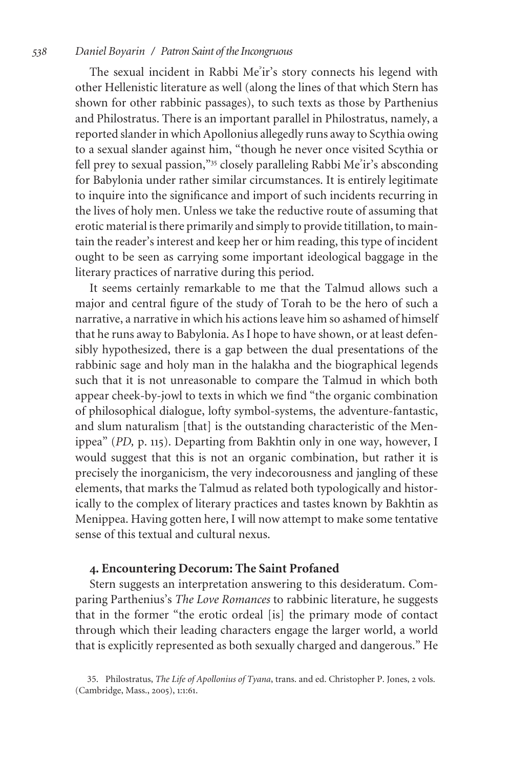The sexual incident in Rabbi Meʾir's story connects his legend with other Hellenistic literature as well (along the lines of that which Stern has shown for other rabbinic passages), to such texts as those by Parthenius and Philostratus. There is an important parallel in Philostratus, namely, a reported slander in which Apollonius allegedly runs away to Scythia owing to a sexual slander against him, "though he never once visited Scythia or fell prey to sexual passion,"[35] closely paralleling Rabbi Meʾir's absconding for Babylonia under rather similar circumstances. It is entirely legitimate to inquire into the significance and import of such incidents recurring in the lives of holy men. Unless we take the reductive route of assuming that erotic material is there primarily and simply to provide titillation, to maintain the reader's interest and keep her or him reading, this type of incident ought to be seen as carrying some important ideological baggage in the literary practices of narrative during this period.

It seems certainly remarkable to me that the Talmud allows such a major and central figure of the study of Torah to be the hero of such a narrative, a narrative in which his actions leave him so ashamed of himself that he runs away to Babylonia. As I hope to have shown, or at least defensibly hypothesized, there is a gap between the dual presentations of the rabbinic sage and holy man in the halakha and the biographical legends such that it is not unreasonable to compare the Talmud in which both appear cheek-by-jowl to texts in which we find "the organic combination of philosophical dialogue, lofty symbol-systems, the adventure-fantastic, and slum naturalism [that] is the outstanding characteristic of the Menippea" (*PD,* p. 115). Departing from Bakhtin only in one way, however, I would suggest that this is not an organic combination, but rather it is precisely the inorganicism, the very indecorousness and jangling of these elements, that marks the Talmud as related both typologically and historically to the complex of literary practices and tastes known by Bakhtin as Menippea. Having gotten here, I will now attempt to make some tentative sense of this textual and cultural nexus.

## 4. Encountering Decorum: The Saint Profaned

Stern suggests an interpretation answering to this desideratum. Comparing Parthenius's *The Love Romances* to rabbinic literature, he suggests that in the former "the erotic ordeal [is] the primary mode of contact through which their leading characters engage the larger world, a world that is explicitly represented as both sexually charged and dangerous." He

35. Philostratus, *The Life of Apollonius of Tyana*, trans. and ed. Christopher P. Jones, 2 vols. (Cambridge, Mass., 2005), 1:1:61.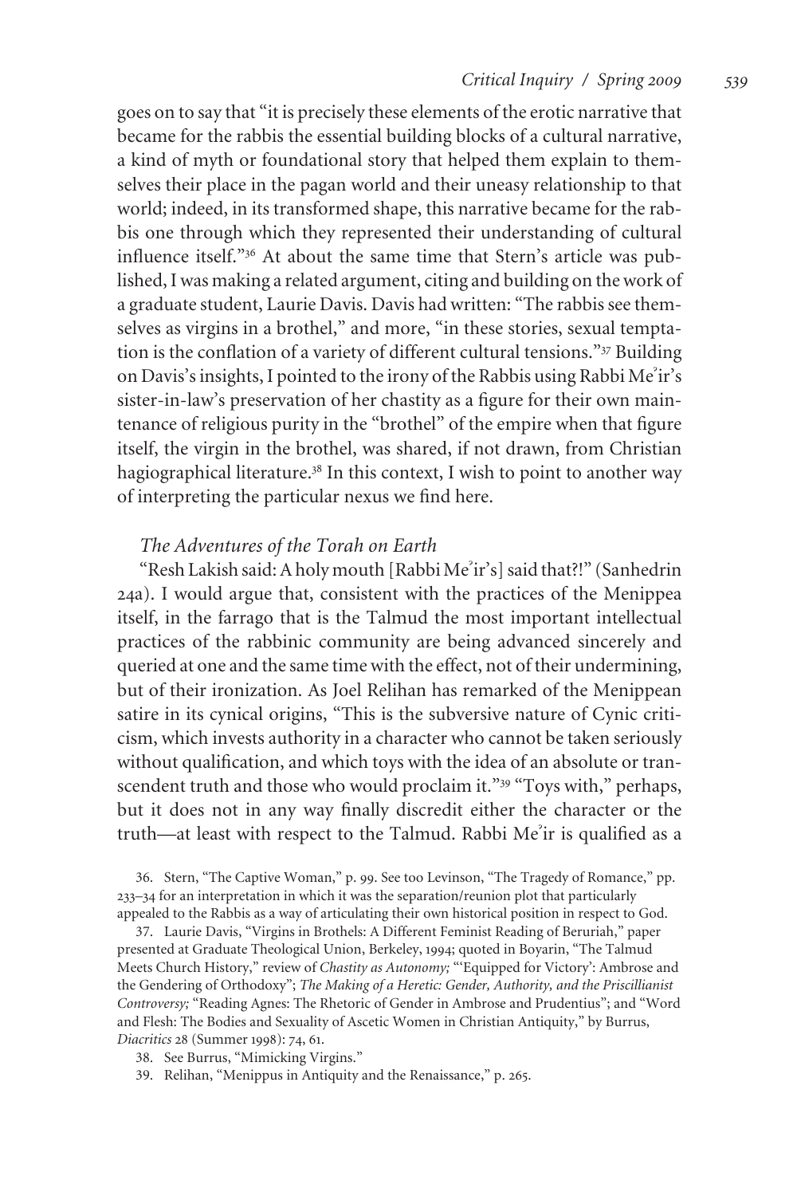goes on to say that "it is precisely these elements of the erotic narrative that became for the rabbis the essential building blocks of a cultural narrative, a kind of myth or foundational story that helped them explain to themselves their place in the pagan world and their uneasy relationship to that world; indeed, in its transformed shape, this narrative became for the rabbis one through which they represented their understanding of cultural influence itself."[36] At about the same time that Stern's article was published, I was making a related argument, citing and building on the work of a graduate student, Laurie Davis. Davis had written: "The rabbis see themselves as virgins in a brothel," and more, "in these stories, sexual temptation is the conflation of a variety of different cultural tensions."[37] Building on Davis's insights, I pointed to the irony of the Rabbis using Rabbi Meʾir's sister-in-law's preservation of her chastity as a figure for their own maintenance of religious purity in the "brothel" of the empire when that figure itself, the virgin in the brothel, was shared, if not drawn, from Christian hagiographical literature.[38] In this context, I wish to point to another way of interpreting the particular nexus we find here.

### *The Adventures of the Torah on Earth*

"Resh Lakish said: A holy mouth [Rabbi Meʾir's] said that?!" (Sanhedrin 24a). I would argue that, consistent with the practices of the Menippea itself, in the farrago that is the Talmud the most important intellectual practices of the rabbinic community are being advanced sincerely and queried at one and the same time with the effect, not of their undermining, but of their ironization. As Joel Relihan has remarked of the Menippean satire in its cynical origins, "This is the subversive nature of Cynic criticism, which invests authority in a character who cannot be taken seriously without qualification, and which toys with the idea of an absolute or transcendent truth and those who would proclaim it."[39] "Toys with," perhaps, but it does not in any way finally discredit either the character or the truth—at least with respect to the Talmud. Rabbi Meʾir is qualified as a

36. Stern, "The Captive Woman," p. 99. See too Levinson, "The Tragedy of Romance," pp. 233–34 for an interpretation in which it was the separation/reunion plot that particularly appealed to the Rabbis as a way of articulating their own historical position in respect to God.

37. Laurie Davis, "Virgins in Brothels: A Different Feminist Reading of Beruriah," paper presented at Graduate Theological Union, Berkeley, 1994; quoted in Boyarin, "The Talmud Meets Church History," review of *Chastity as Autonomy;* "'Equipped for Victory': Ambrose and the Gendering of Orthodoxy"; *The Making of a Heretic: Gender, Authority, and the Priscillianist Controversy;* "Reading Agnes: The Rhetoric of Gender in Ambrose and Prudentius"; and "Word and Flesh: The Bodies and Sexuality of Ascetic Women in Christian Antiquity," by Burrus, *Diacritics* 28 (Summer 1998): 74, 61.

38. See Burrus, "Mimicking Virgins."

39. Relihan, "Menippus in Antiquity and the Renaissance," p. 265.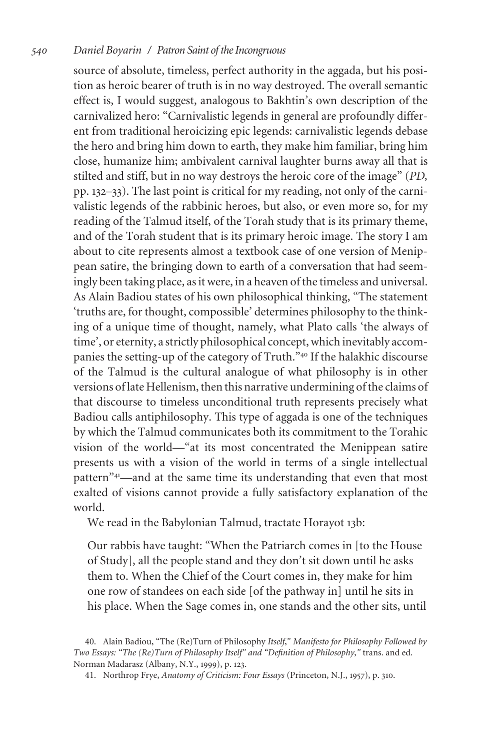source of absolute, timeless, perfect authority in the aggada, but his position as heroic bearer of truth is in no way destroyed. The overall semantic effect is, I would suggest, analogous to Bakhtin's own description of the carnivalized hero: "Carnivalistic legends in general are profoundly different from traditional heroicizing epic legends: carnivalistic legends debase the hero and bring him down to earth, they make him familiar, bring him close, humanize him; ambivalent carnival laughter burns away all that is stilted and stiff, but in no way destroys the heroic core of the image" (*PD,* pp. 132–33). The last point is critical for my reading, not only of the carnivalistic legends of the rabbinic heroes, but also, or even more so, for my reading of the Talmud itself, of the Torah study that is its primary theme, and of the Torah student that is its primary heroic image. The story I am about to cite represents almost a textbook case of one version of Menippean satire, the bringing down to earth of a conversation that had seemingly been taking place, as it were, in a heaven of the timeless and universal. As Alain Badiou states of his own philosophical thinking, "The statement 'truths are, for thought, compossible' determines philosophy to the thinking of a unique time of thought, namely, what Plato calls 'the always of time', or eternity, a strictly philosophical concept, which inevitably accompanies the setting-up of the category of Truth."[40] If the halakhic discourse of the Talmud is the cultural analogue of what philosophy is in other versions of late Hellenism, then this narrative undermining of the claims of that discourse to timeless unconditional truth represents precisely what Badiou calls antiphilosophy. This type of aggada is one of the techniques by which the Talmud communicates both its commitment to the Torahic vision of the world—"at its most concentrated the Menippean satire presents us with a vision of the world in terms of a single intellectual pattern"[41]—and at the same time its understanding that even that most exalted of visions cannot provide a fully satisfactory explanation of the world.

We read in the Babylonian Talmud, tractate Horayot 13b:

> Our rabbis have taught: "When the Patriarch comes in [to the House of Study], all the people stand and they don't sit down until he asks them to. When the Chief of the Court comes in, they make for him one row of standees on each side [of the pathway in] until he sits in his place. When the Sage comes in, one stands and the other sits, until

40. Alain Badiou, "The (Re)Turn of Philosophy *Itself*," *Manifesto for Philosophy Followed by Two Essays: "The (Re)Turn of Philosophy Itself" and "Definition of Philosophy,"* trans. and ed. Norman Madarasz (Albany, N.Y., 1999), p. 123.

41. Northrop Frye, *Anatomy of Criticism: Four Essays* (Princeton, N.J., 1957), p. 310.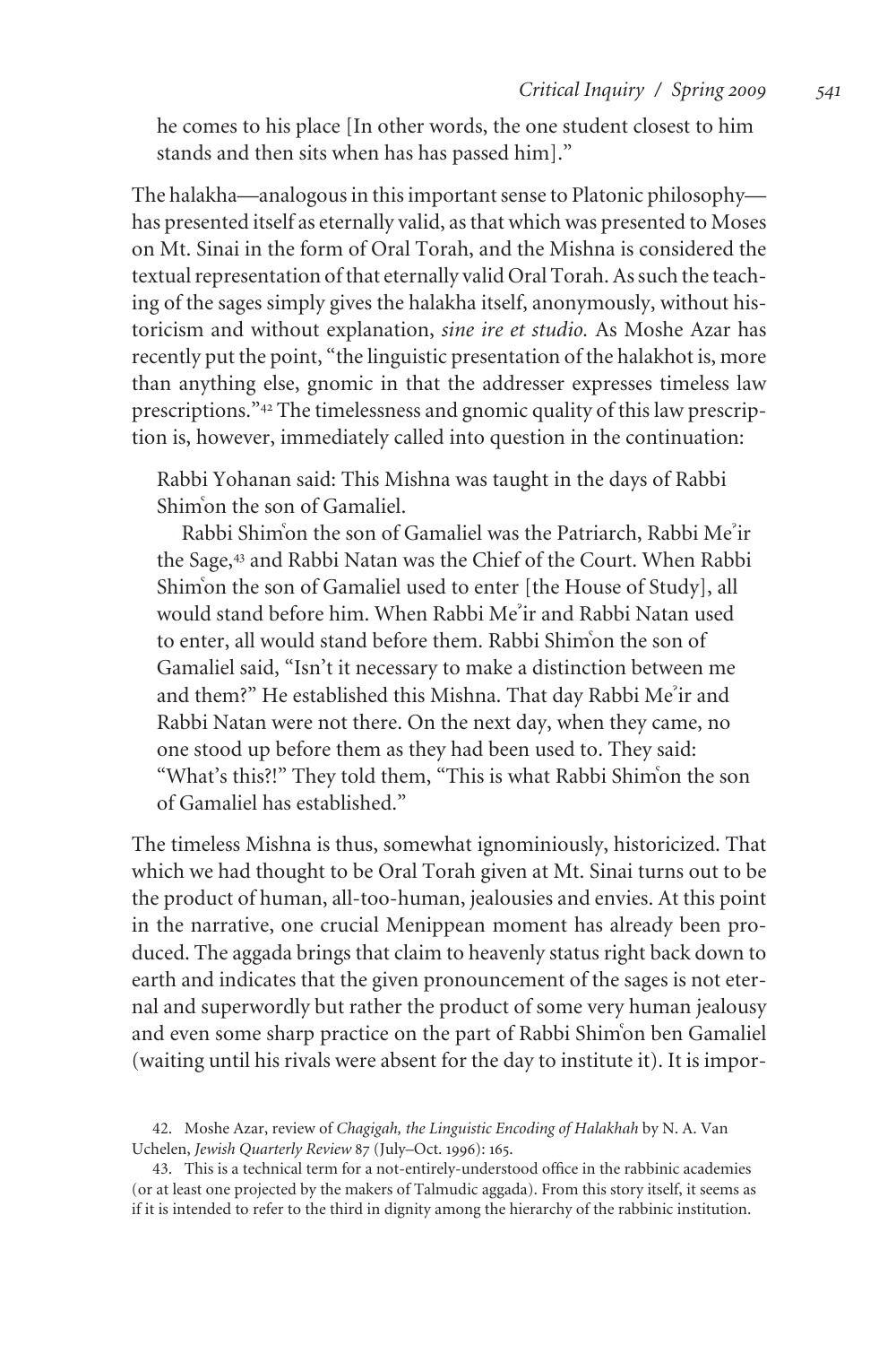he comes to his place [In other words, the one student closest to him stands and then sits when has has passed him]."

The halakha—analogous in this important sense to Platonic philosophy—has presented itself as eternally valid, as that which was presented to Moses on Mt. Sinai in the form of Oral Torah, and the Mishna is considered the textual representation of that eternally valid Oral Torah. As such the teaching of the sages simply gives the halakha itself, anonymously, without historicism and without explanation, *sine ire et studio.* As Moshe Azar has recently put the point, "the linguistic presentation of the halakhot is, more than anything else, gnomic in that the addresser expresses timeless law prescriptions."[42] The timelessness and gnomic quality of this law prescription is, however, immediately called into question in the continuation:

> Rabbi Yohanan said: This Mishna was taught in the days of Rabbi Shimʿon the son of Gamaliel.
>
> Rabbi Shimʿon the son of Gamaliel was the Patriarch, Rabbi Meʾir the Sage,[43] and Rabbi Natan was the Chief of the Court. When Rabbi Shimʿon the son of Gamaliel used to enter [the House of Study], all would stand before him. When Rabbi Meʾir and Rabbi Natan used to enter, all would stand before them. Rabbi Shimʿon the son of Gamaliel said, "Isn't it necessary to make a distinction between me and them?" He established this Mishna. That day Rabbi Meʾir and Rabbi Natan were not there. On the next day, when they came, no one stood up before them as they had been used to. They said: "What's this?!" They told them, "This is what Rabbi Shimʿon the son of Gamaliel has established."

The timeless Mishna is thus, somewhat ignominiously, historicized. That which we had thought to be Oral Torah given at Mt. Sinai turns out to be the product of human, all-too-human, jealousies and envies. At this point in the narrative, one crucial Menippean moment has already been produced. The aggada brings that claim to heavenly status right back down to earth and indicates that the given pronouncement of the sages is not eternal and superwordly but rather the product of some very human jealousy and even some sharp practice on the part of Rabbi Shimʿon ben Gamaliel (waiting until his rivals were absent for the day to institute it). It is impor-

42. Moshe Azar, review of *Chagigah, the Linguistic Encoding of Halakhah* by N. A. Van Uchelen, *Jewish Quarterly Review* 87 (July–Oct. 1996): 165.

43. This is a technical term for a not-entirely-understood office in the rabbinic academies (or at least one projected by the makers of Talmudic aggada). From this story itself, it seems as if it is intended to refer to the third in dignity among the hierarchy of the rabbinic institution.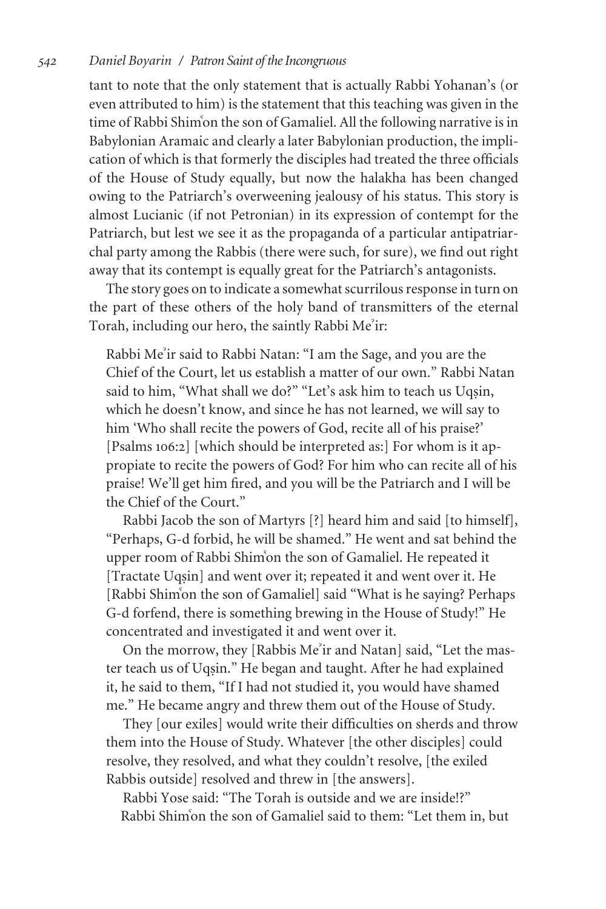tant to note that the only statement that is actually Rabbi Yohanan's (or even attributed to him) is the statement that this teaching was given in the time of Rabbi Shimʿon the son of Gamaliel. All the following narrative is in Babylonian Aramaic and clearly a later Babylonian production, the implication of which is that formerly the disciples had treated the three officials of the House of Study equally, but now the halakha has been changed owing to the Patriarch's overweening jealousy of his status. This story is almost Lucianic (if not Petronian) in its expression of contempt for the Patriarch, but lest we see it as the propaganda of a particular antipatriarchal party among the Rabbis (there were such, for sure), we find out right away that its contempt is equally great for the Patriarch's antagonists.

The story goes on to indicate a somewhat scurrilous response in turn on the part of these others of the holy band of transmitters of the eternal Torah, including our hero, the saintly Rabbi Meʾir:

> Rabbi Meʾir said to Rabbi Natan: "I am the Sage, and you are the Chief of the Court, let us establish a matter of our own." Rabbi Natan said to him, "What shall we do?" "Let's ask him to teach us Uqṣin, which he doesn't know, and since he has not learned, we will say to him 'Who shall recite the powers of God, recite all of his praise?' [Psalms 106:2] [which should be interpreted as:] For whom is it appropiate to recite the powers of God? For him who can recite all of his praise! We'll get him fired, and you will be the Patriarch and I will be the Chief of the Court."
>
> Rabbi Jacob the son of Martyrs [?] heard him and said [to himself], "Perhaps, G-d forbid, he will be shamed." He went and sat behind the upper room of Rabbi Shimʿon the son of Gamaliel. He repeated it [Tractate Uqṣin] and went over it; repeated it and went over it. He [Rabbi Shimʿon the son of Gamaliel] said "What is he saying? Perhaps G-d forfend, there is something brewing in the House of Study!" He concentrated and investigated it and went over it.
>
> On the morrow, they [Rabbis Meʾir and Natan] said, "Let the master teach us of Uqṣin." He began and taught. After he had explained it, he said to them, "If I had not studied it, you would have shamed me." He became angry and threw them out of the House of Study.
>
> They [our exiles] would write their difficulties on sherds and throw them into the House of Study. Whatever [the other disciples] could resolve, they resolved, and what they couldn't resolve, [the exiled Rabbis outside] resolved and threw in [the answers].
>
> Rabbi Yose said: "The Torah is outside and we are inside!?"
>
> Rabbi Shimʿon the son of Gamaliel said to them: "Let them in, but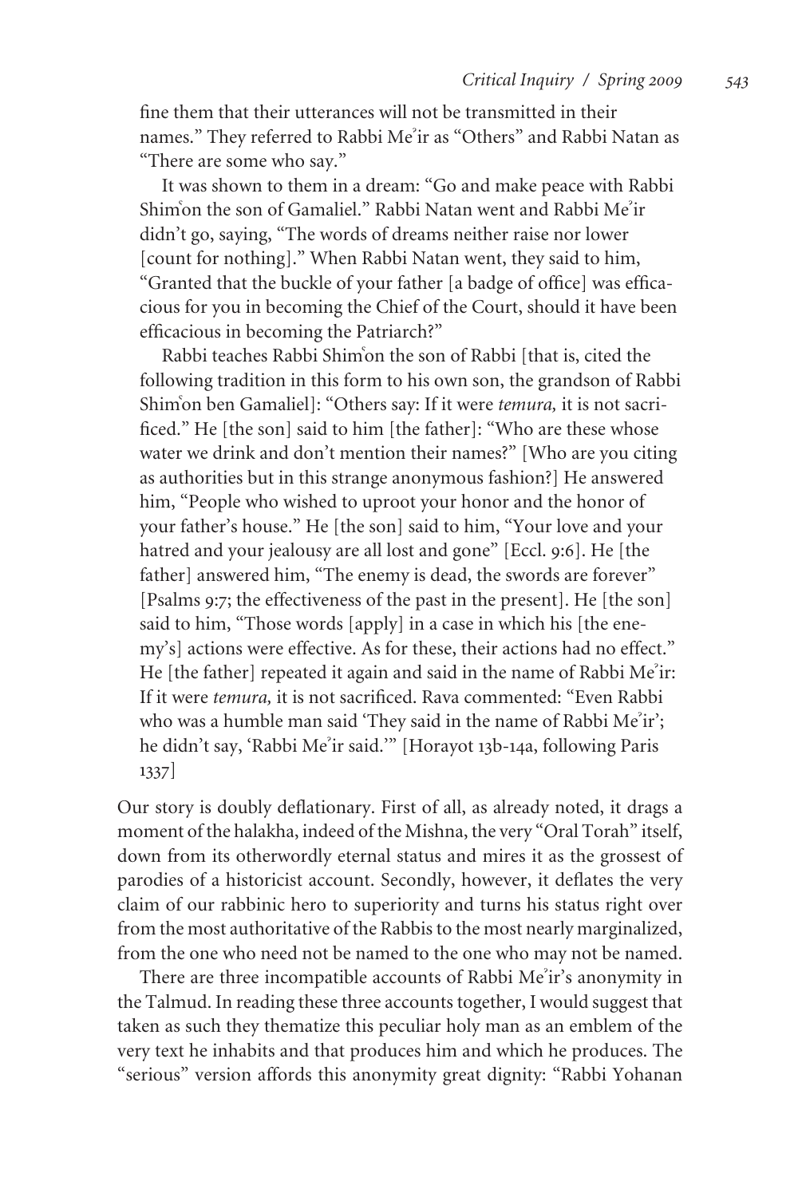fine them that their utterances will not be transmitted in their names." They referred to Rabbi Meʾir as "Others" and Rabbi Natan as "There are some who say."

It was shown to them in a dream: "Go and make peace with Rabbi Shimʿon the son of Gamaliel." Rabbi Natan went and Rabbi Meʾir didn't go, saying, "The words of dreams neither raise nor lower [count for nothing]." When Rabbi Natan went, they said to him, "Granted that the buckle of your father [a badge of office] was efficacious for you in becoming the Chief of the Court, should it have been efficacious in becoming the Patriarch?"

Rabbi teaches Rabbi Shimʿon the son of Rabbi [that is, cited the following tradition in this form to his own son, the grandson of Rabbi Shimʿon ben Gamaliel]: "Others say: If it were *temura,* it is not sacrificed." He [the son] said to him [the father]: "Who are these whose water we drink and don't mention their names?" [Who are you citing as authorities but in this strange anonymous fashion?] He answered him, "People who wished to uproot your honor and the honor of your father's house." He [the son] said to him, "Your love and your hatred and your jealousy are all lost and gone" [Eccl. 9:6]. He [the father] answered him, "The enemy is dead, the swords are forever" [Psalms 9:7; the effectiveness of the past in the present]. He [the son] said to him, "Those words [apply] in a case in which his [the enemy's] actions were effective. As for these, their actions had no effect." He [the father] repeated it again and said in the name of Rabbi Meʾir: If it were *temura,* it is not sacrificed. Rava commented: "Even Rabbi who was a humble man said 'They said in the name of Rabbi Meʾir'; he didn't say, 'Rabbi Meʾir said.'" [Horayot 13b-14a, following Paris 1337]

Our story is doubly deflationary. First of all, as already noted, it drags a moment of the halakha, indeed of the Mishna, the very "Oral Torah" itself, down from its otherwordly eternal status and mires it as the grossest of parodies of a historicist account. Secondly, however, it deflates the very claim of our rabbinic hero to superiority and turns his status right over from the most authoritative of the Rabbis to the most nearly marginalized, from the one who need not be named to the one who may not be named.

There are three incompatible accounts of Rabbi Meʾir's anonymity in the Talmud. In reading these three accounts together, I would suggest that taken as such they thematize this peculiar holy man as an emblem of the very text he inhabits and that produces him and which he produces. The "serious" version affords this anonymity great dignity: "Rabbi Yohanan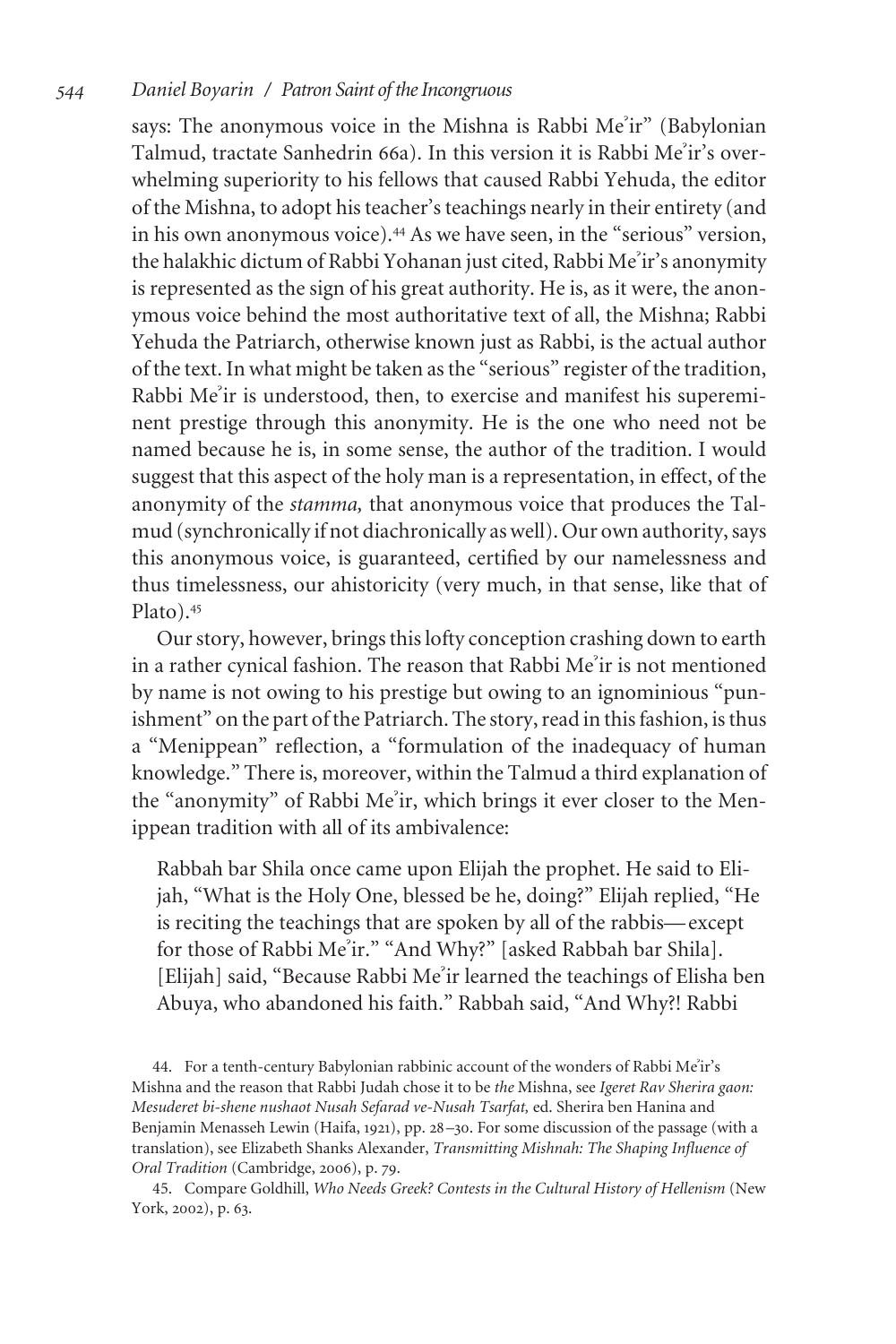says: The anonymous voice in the Mishna is Rabbi Meʾir" (Babylonian Talmud, tractate Sanhedrin 66a). In this version it is Rabbi Meʾir's overwhelming superiority to his fellows that caused Rabbi Yehuda, the editor of the Mishna, to adopt his teacher's teachings nearly in their entirety (and in his own anonymous voice).[44] As we have seen, in the "serious" version, the halakhic dictum of Rabbi Yohanan just cited, Rabbi Meʾir's anonymity is represented as the sign of his great authority. He is, as it were, the anonymous voice behind the most authoritative text of all, the Mishna; Rabbi Yehuda the Patriarch, otherwise known just as Rabbi, is the actual author of the text. In what might be taken as the "serious" register of the tradition, Rabbi Meʾir is understood, then, to exercise and manifest his supereminent prestige through this anonymity. He is the one who need not be named because he is, in some sense, the author of the tradition. I would suggest that this aspect of the holy man is a representation, in effect, of the anonymity of the *stamma,* that anonymous voice that produces the Talmud (synchronically if not diachronically as well). Our own authority, says this anonymous voice, is guaranteed, certified by our namelessness and thus timelessness, our ahistoricity (very much, in that sense, like that of Plato).[45]

Our story, however, brings this lofty conception crashing down to earth in a rather cynical fashion. The reason that Rabbi Meʾir is not mentioned by name is not owing to his prestige but owing to an ignominious "punishment" on the part of the Patriarch. The story, read in this fashion, is thus a "Menippean" reflection, a "formulation of the inadequacy of human knowledge." There is, moreover, within the Talmud a third explanation of the "anonymity" of Rabbi Meʾir, which brings it ever closer to the Menippean tradition with all of its ambivalence:

> Rabbah bar Shila once came upon Elijah the prophet. He said to Elijah, "What is the Holy One, blessed be he, doing?" Elijah replied, "He is reciting the teachings that are spoken by all of the rabbis—except for those of Rabbi Meʾir." "And Why?" [asked Rabbah bar Shila]. [Elijah] said, "Because Rabbi Meʾir learned the teachings of Elisha ben Abuya, who abandoned his faith." Rabbah said, "And Why?! Rabbi

44. For a tenth-century Babylonian rabbinic account of the wonders of Rabbi Meʾir's Mishna and the reason that Rabbi Judah chose it to be *the* Mishna, see *Igeret Rav Sherira gaon: Mesuderet bi-shene nushaot Nusah Sefarad ve-Nusah Tsarfat,* ed. Sherira ben Hanina and Benjamin Menasseh Lewin (Haifa, 1921), pp. 28–30. For some discussion of the passage (with a translation), see Elizabeth Shanks Alexander, *Transmitting Mishnah: The Shaping Influence of Oral Tradition* (Cambridge, 2006), p. 79.

45. Compare Goldhill, *Who Needs Greek? Contests in the Cultural History of Hellenism* (New York, 2002), p. 63.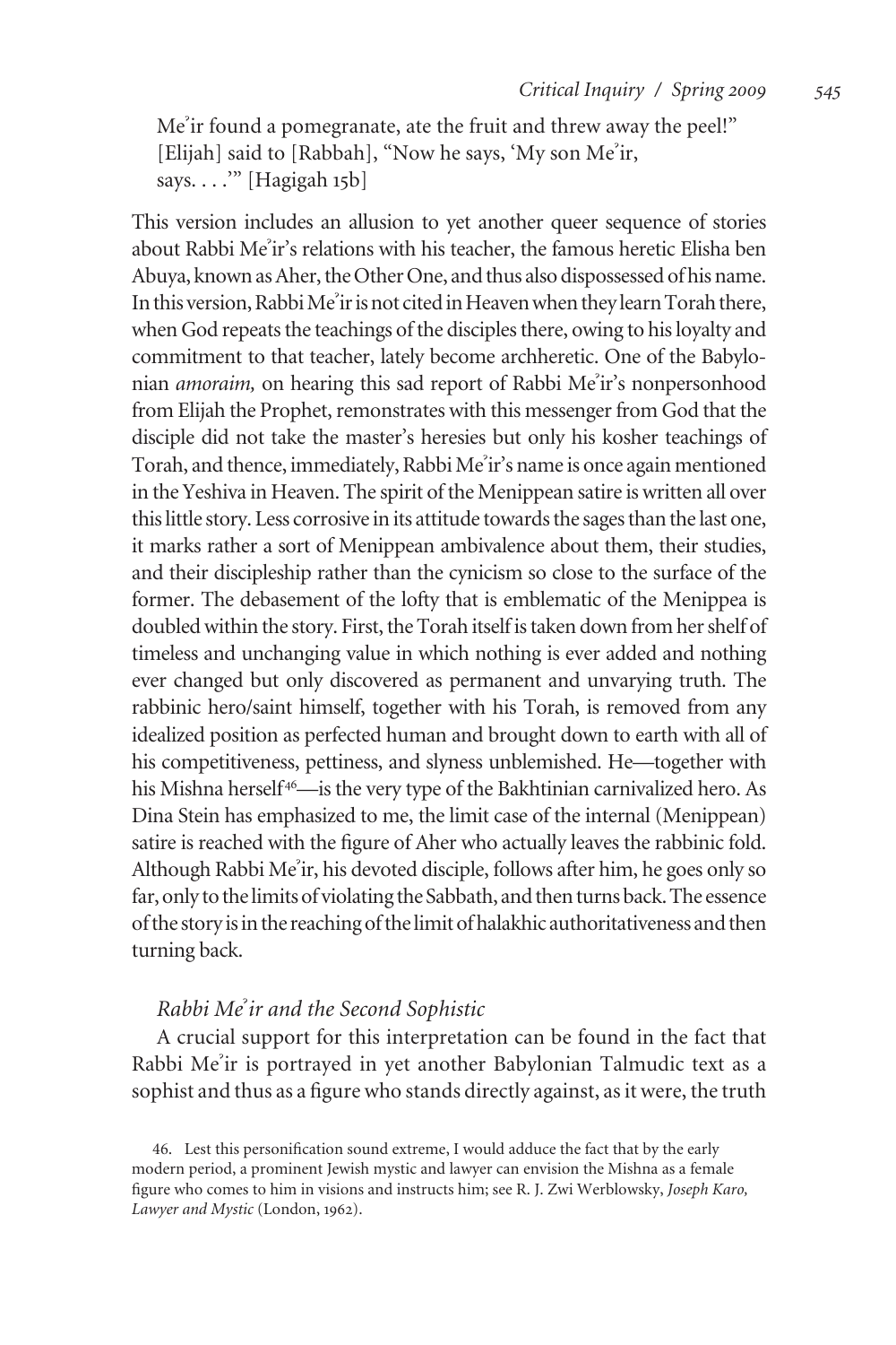Me᾽ir found a pomegranate, ate the fruit and threw away the peel!" [Elijah] said to [Rabbah], "Now he says, 'My son Me᾽ir, says. . . .'" [Hagigah 15b]

This version includes an allusion to yet another queer sequence of stories about Rabbi Me᾽ir's relations with his teacher, the famous heretic Elisha ben Abuya, known as Aher, the Other One, and thus also dispossessed of his name. In this version, Rabbi Me᾽ir is not cited in Heaven when they learn Torah there, when God repeats the teachings of the disciples there, owing to his loyalty and commitment to that teacher, lately become archheretic. One of the Babylonian *amoraim,* on hearing this sad report of Rabbi Me᾽ir's nonpersonhood from Elijah the Prophet, remonstrates with this messenger from God that the disciple did not take the master's heresies but only his kosher teachings of Torah, and thence, immediately, Rabbi Me᾽ir's name is once again mentioned in the Yeshiva in Heaven. The spirit of the Menippean satire is written all over this little story. Less corrosive in its attitude towards the sages than the last one, it marks rather a sort of Menippean ambivalence about them, their studies, and their discipleship rather than the cynicism so close to the surface of the former. The debasement of the lofty that is emblematic of the Menippea is doubled within the story. First, the Torah itself is taken down from her shelf of timeless and unchanging value in which nothing is ever added and nothing ever changed but only discovered as permanent and unvarying truth. The rabbinic hero/saint himself, together with his Torah, is removed from any idealized position as perfected human and brought down to earth with all of his competitiveness, pettiness, and slyness unblemished. He—together with his Mishna herself[46]—is the very type of the Bakhtinian carnivalized hero. As Dina Stein has emphasized to me, the limit case of the internal (Menippean) satire is reached with the figure of Aher who actually leaves the rabbinic fold. Although Rabbi Me᾽ir, his devoted disciple, follows after him, he goes only so far, only to the limits of violating the Sabbath, and then turns back. The essence of the story is in the reaching of the limit of halakhic authoritativeness and then turning back.

### *Rabbi Me᾽ir and the Second Sophistic*

A crucial support for this interpretation can be found in the fact that Rabbi Me᾽ir is portrayed in yet another Babylonian Talmudic text as a sophist and thus as a figure who stands directly against, as it were, the truth

46. Lest this personification sound extreme, I would adduce the fact that by the early modern period, a prominent Jewish mystic and lawyer can envision the Mishna as a female figure who comes to him in visions and instructs him; see R. J. Zwi Werblowsky, *Joseph Karo, Lawyer and Mystic* (London, 1962).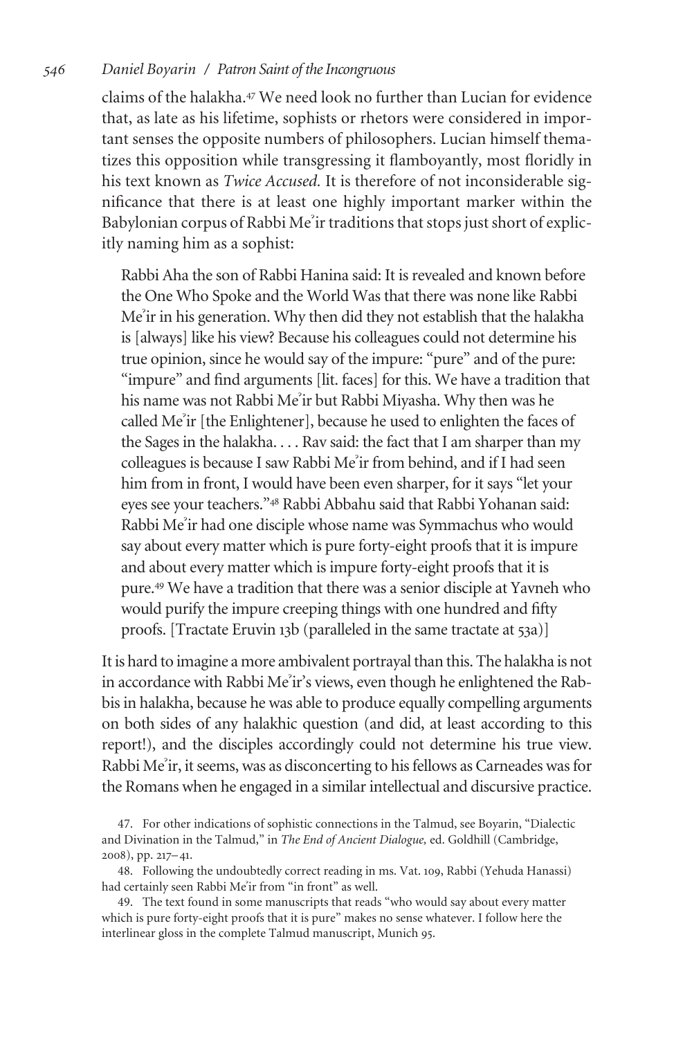claims of the halakha.[47] We need look no further than Lucian for evidence that, as late as his lifetime, sophists or rhetors were considered in important senses the opposite numbers of philosophers. Lucian himself thematizes this opposition while transgressing it flamboyantly, most floridly in his text known as *Twice Accused.* It is therefore of not inconsiderable significance that there is at least one highly important marker within the Babylonian corpus of Rabbi Meʾir traditions that stops just short of explicitly naming him as a sophist:

> Rabbi Aha the son of Rabbi Hanina said: It is revealed and known before the One Who Spoke and the World Was that there was none like Rabbi Meʾir in his generation. Why then did they not establish that the halakha is [always] like his view? Because his colleagues could not determine his true opinion, since he would say of the impure: "pure" and of the pure: "impure" and find arguments [lit. faces] for this. We have a tradition that his name was not Rabbi Meʾir but Rabbi Miyasha. Why then was he called Meʾir [the Enlightener], because he used to enlighten the faces of the Sages in the halakha. . . . Rav said: the fact that I am sharper than my colleagues is because I saw Rabbi Meʾir from behind, and if I had seen him from in front, I would have been even sharper, for it says "let your eyes see your teachers."[48] Rabbi Abbahu said that Rabbi Yohanan said: Rabbi Meʾir had one disciple whose name was Symmachus who would say about every matter which is pure forty-eight proofs that it is impure and about every matter which is impure forty-eight proofs that it is pure.[49] We have a tradition that there was a senior disciple at Yavneh who would purify the impure creeping things with one hundred and fifty proofs. [Tractate Eruvin 13b (paralleled in the same tractate at 53a)]

It is hard to imagine a more ambivalent portrayal than this. The halakha is not in accordance with Rabbi Meʾir's views, even though he enlightened the Rabbis in halakha, because he was able to produce equally compelling arguments on both sides of any halakhic question (and did, at least according to this report!), and the disciples accordingly could not determine his true view. Rabbi Meʾir, it seems, was as disconcerting to his fellows as Carneades was for the Romans when he engaged in a similar intellectual and discursive practice.

47. For other indications of sophistic connections in the Talmud, see Boyarin, "Dialectic and Divination in the Talmud," in *The End of Ancient Dialogue,* ed. Goldhill (Cambridge, 2008), pp. 217–41.

48. Following the undoubtedly correct reading in ms. Vat. 109, Rabbi (Yehuda Hanassi) had certainly seen Rabbi Meʾir from "in front" as well.

49. The text found in some manuscripts that reads "who would say about every matter which is pure forty-eight proofs that it is pure" makes no sense whatever. I follow here the interlinear gloss in the complete Talmud manuscript, Munich 95.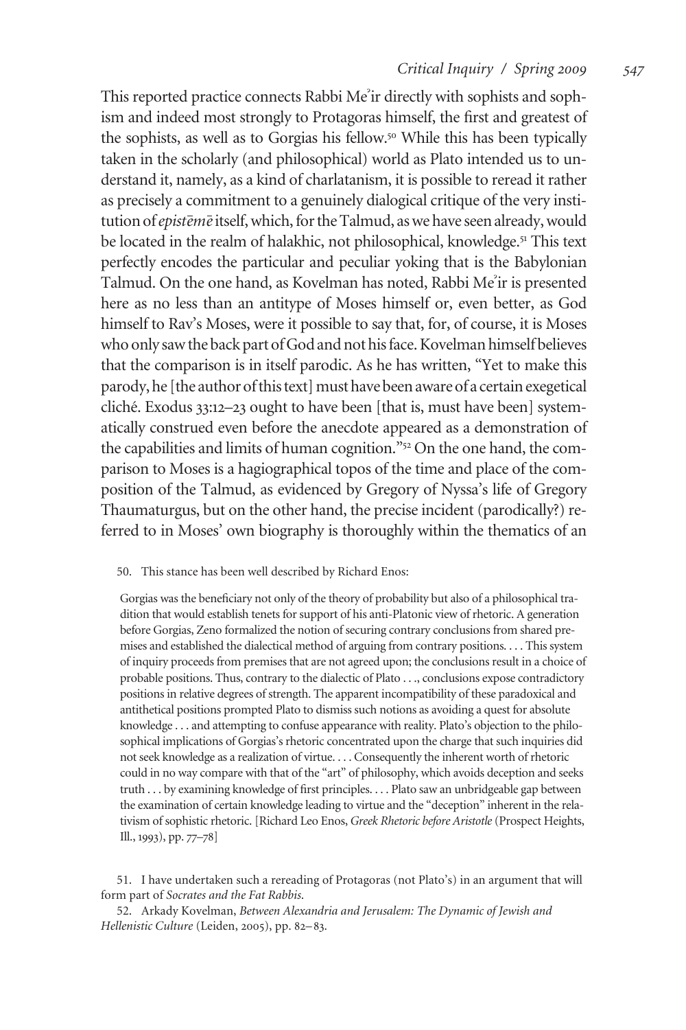This reported practice connects Rabbi Me'ir directly with sophists and sophism and indeed most strongly to Protagoras himself, the first and greatest of the sophists, as well as to Gorgias his fellow.[50] While this has been typically taken in the scholarly (and philosophical) world as Plato intended us to understand it, namely, as a kind of charlatanism, it is possible to reread it rather as precisely a commitment to a genuinely dialogical critique of the very institution of *epistēmē* itself, which, for the Talmud, as we have seen already, would be located in the realm of halakhic, not philosophical, knowledge.[51] This text perfectly encodes the particular and peculiar yoking that is the Babylonian Talmud. On the one hand, as Kovelman has noted, Rabbi Me'ir is presented here as no less than an antitype of Moses himself or, even better, as God himself to Rav's Moses, were it possible to say that, for, of course, it is Moses who only saw the back part of God and not his face. Kovelman himself believes that the comparison is in itself parodic. As he has written, "Yet to make this parody, he [the author of this text] must have been aware of a certain exegetical cliché. Exodus 33:12–23 ought to have been [that is, must have been] systematically construed even before the anecdote appeared as a demonstration of the capabilities and limits of human cognition."[52] On the one hand, the comparison to Moses is a hagiographical topos of the time and place of the composition of the Talmud, as evidenced by Gregory of Nyssa's life of Gregory Thaumaturgus, but on the other hand, the precise incident (parodically?) referred to in Moses' own biography is thoroughly within the thematics of an

50. This stance has been well described by Richard Enos:

> Gorgias was the beneficiary not only of the theory of probability but also of a philosophical tradition that would establish tenets for support of his anti-Platonic view of rhetoric. A generation before Gorgias, Zeno formalized the notion of securing contrary conclusions from shared premises and established the dialectical method of arguing from contrary positions. . . . This system of inquiry proceeds from premises that are not agreed upon; the conclusions result in a choice of probable positions. Thus, contrary to the dialectic of Plato . . ., conclusions expose contradictory positions in relative degrees of strength. The apparent incompatibility of these paradoxical and antithetical positions prompted Plato to dismiss such notions as avoiding a quest for absolute knowledge . . . and attempting to confuse appearance with reality. Plato's objection to the philosophical implications of Gorgias's rhetoric concentrated upon the charge that such inquiries did not seek knowledge as a realization of virtue. . . . Consequently the inherent worth of rhetoric could in no way compare with that of the "art" of philosophy, which avoids deception and seeks truth . . . by examining knowledge of first principles. . . . Plato saw an unbridgeable gap between the examination of certain knowledge leading to virtue and the "deception" inherent in the relativism of sophistic rhetoric. [Richard Leo Enos, *Greek Rhetoric before Aristotle* (Prospect Heights, Ill., 1993), pp. 77–78]

51. I have undertaken such a rereading of Protagoras (not Plato's) in an argument that will form part of *Socrates and the Fat Rabbis*.

52. Arkady Kovelman, *Between Alexandria and Jerusalem: The Dynamic of Jewish and Hellenistic Culture* (Leiden, 2005), pp. 82–83.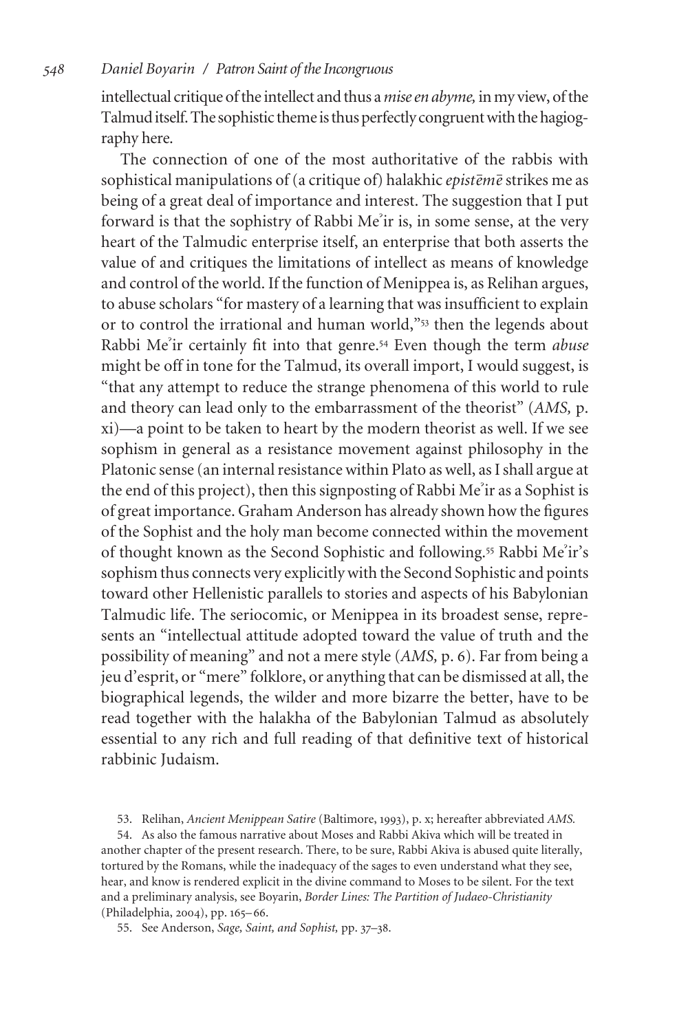intellectual critique of the intellect and thus a *mise en abyme,* in my view, of the Talmud itself. The sophistic theme is thus perfectly congruent with the hagiography here.

The connection of one of the most authoritative of the rabbis with sophistical manipulations of (a critique of) halakhic *epistēmē* strikes me as being of a great deal of importance and interest. The suggestion that I put forward is that the sophistry of Rabbi Meʾir is, in some sense, at the very heart of the Talmudic enterprise itself, an enterprise that both asserts the value of and critiques the limitations of intellect as means of knowledge and control of the world. If the function of Menippea is, as Relihan argues, to abuse scholars "for mastery of a learning that was insufficient to explain or to control the irrational and human world,"[53] then the legends about Rabbi Meʾir certainly fit into that genre.[54] Even though the term *abuse* might be off in tone for the Talmud, its overall import, I would suggest, is "that any attempt to reduce the strange phenomena of this world to rule and theory can lead only to the embarrassment of the theorist" (*AMS,* p. xi)—a point to be taken to heart by the modern theorist as well. If we see sophism in general as a resistance movement against philosophy in the Platonic sense (an internal resistance within Plato as well, as I shall argue at the end of this project), then this signposting of Rabbi Meʾir as a Sophist is of great importance. Graham Anderson has already shown how the figures of the Sophist and the holy man become connected within the movement of thought known as the Second Sophistic and following.[55] Rabbi Meʾir's sophism thus connects very explicitly with the Second Sophistic and points toward other Hellenistic parallels to stories and aspects of his Babylonian Talmudic life. The seriocomic, or Menippea in its broadest sense, represents an "intellectual attitude adopted toward the value of truth and the possibility of meaning" and not a mere style (*AMS,* p. 6). Far from being a jeu d'esprit, or "mere" folklore, or anything that can be dismissed at all, the biographical legends, the wilder and more bizarre the better, have to be read together with the halakha of the Babylonian Talmud as absolutely essential to any rich and full reading of that definitive text of historical rabbinic Judaism.

53. Relihan, *Ancient Menippean Satire* (Baltimore, 1993), p. x; hereafter abbreviated *AMS.*

54. As also the famous narrative about Moses and Rabbi Akiva which will be treated in another chapter of the present research. There, to be sure, Rabbi Akiva is abused quite literally, tortured by the Romans, while the inadequacy of the sages to even understand what they see, hear, and know is rendered explicit in the divine command to Moses to be silent. For the text and a preliminary analysis, see Boyarin, *Border Lines: The Partition of Judaeo-Christianity* (Philadelphia, 2004), pp. 165–66.

55. See Anderson, *Sage, Saint, and Sophist,* pp. 37–38.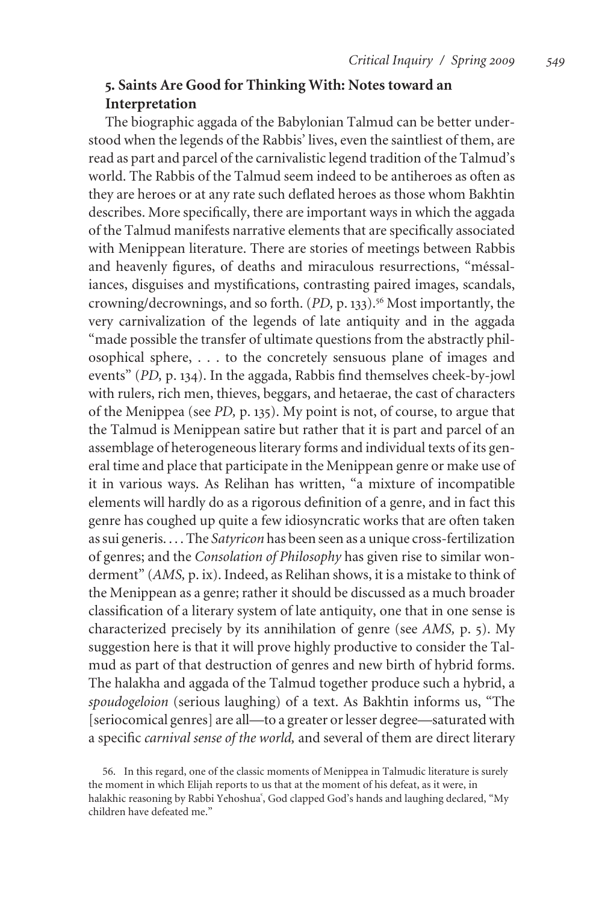### 5. Saints Are Good for Thinking With: Notes toward an Interpretation

The biographic aggada of the Babylonian Talmud can be better understood when the legends of the Rabbis' lives, even the saintliest of them, are read as part and parcel of the carnivalistic legend tradition of the Talmud's world. The Rabbis of the Talmud seem indeed to be antiheroes as often as they are heroes or at any rate such deflated heroes as those whom Bakhtin describes. More specifically, there are important ways in which the aggada of the Talmud manifests narrative elements that are specifically associated with Menippean literature. There are stories of meetings between Rabbis and heavenly figures, of deaths and miraculous resurrections, "méssaliances, disguises and mystifications, contrasting paired images, scandals, crowning/decrownings, and so forth. (*PD,* p. 133).[56] Most importantly, the very carnivalization of the legends of late antiquity and in the aggada "made possible the transfer of ultimate questions from the abstractly philosophical sphere, . . . to the concretely sensuous plane of images and events" (*PD,* p. 134). In the aggada, Rabbis find themselves cheek-by-jowl with rulers, rich men, thieves, beggars, and hetaerae, the cast of characters of the Menippea (see *PD,* p. 135). My point is not, of course, to argue that the Talmud is Menippean satire but rather that it is part and parcel of an assemblage of heterogeneous literary forms and individual texts of its general time and place that participate in the Menippean genre or make use of it in various ways. As Relihan has written, "a mixture of incompatible elements will hardly do as a rigorous definition of a genre, and in fact this genre has coughed up quite a few idiosyncratic works that are often taken as sui generis. . . . The *Satyricon* has been seen as a unique cross-fertilization of genres; and the *Consolation of Philosophy* has given rise to similar wonderment" (*AMS,* p. ix). Indeed, as Relihan shows, it is a mistake to think of the Menippean as a genre; rather it should be discussed as a much broader classification of a literary system of late antiquity, one that in one sense is characterized precisely by its annihilation of genre (see *AMS,* p. 5). My suggestion here is that it will prove highly productive to consider the Talmud as part of that destruction of genres and new birth of hybrid forms. The halakha and aggada of the Talmud together produce such a hybrid, a *spoudogeloion* (serious laughing) of a text. As Bakhtin informs us, "The [seriocomical genres] are all—to a greater or lesser degree—saturated with a specific *carnival sense of the world,* and several of them are direct literary

56. In this regard, one of the classic moments of Menippea in Talmudic literature is surely the moment in which Elijah reports to us that at the moment of his defeat, as it were, in halakhic reasoning by Rabbi Yehoshuaʿ, God clapped God's hands and laughing declared, "My children have defeated me."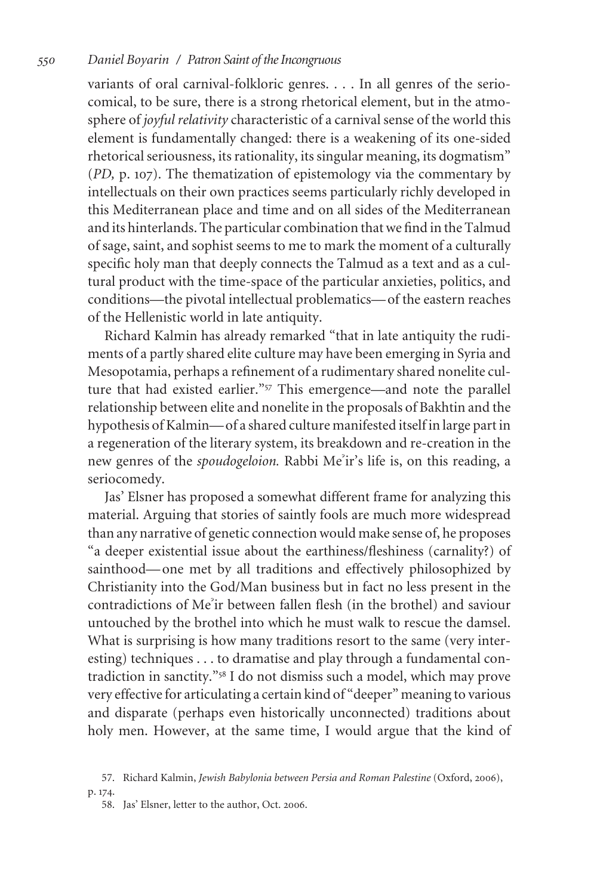variants of oral carnival-folkloric genres. . . . In all genres of the seriocomical, to be sure, there is a strong rhetorical element, but in the atmosphere of *joyful relativity* characteristic of a carnival sense of the world this element is fundamentally changed: there is a weakening of its one-sided rhetorical seriousness, its rationality, its singular meaning, its dogmatism" (*PD,* p. 107). The thematization of epistemology via the commentary by intellectuals on their own practices seems particularly richly developed in this Mediterranean place and time and on all sides of the Mediterranean and its hinterlands. The particular combination that we find in the Talmud of sage, saint, and sophist seems to me to mark the moment of a culturally specific holy man that deeply connects the Talmud as a text and as a cultural product with the time-space of the particular anxieties, politics, and conditions—the pivotal intellectual problematics—of the eastern reaches of the Hellenistic world in late antiquity.

Richard Kalmin has already remarked "that in late antiquity the rudiments of a partly shared elite culture may have been emerging in Syria and Mesopotamia, perhaps a refinement of a rudimentary shared nonelite culture that had existed earlier."[57] This emergence—and note the parallel relationship between elite and nonelite in the proposals of Bakhtin and the hypothesis of Kalmin—of a shared culture manifested itself in large part in a regeneration of the literary system, its breakdown and re-creation in the new genres of the *spoudogeloion.* Rabbi Meʾir's life is, on this reading, a seriocomedy.

Jas' Elsner has proposed a somewhat different frame for analyzing this material. Arguing that stories of saintly fools are much more widespread than any narrative of genetic connection would make sense of, he proposes "a deeper existential issue about the earthiness/fleshiness (carnality?) of sainthood—one met by all traditions and effectively philosophized by Christianity into the God/Man business but in fact no less present in the contradictions of Meʾir between fallen flesh (in the brothel) and saviour untouched by the brothel into which he must walk to rescue the damsel. What is surprising is how many traditions resort to the same (very interesting) techniques . . . to dramatise and play through a fundamental contradiction in sanctity."[58] I do not dismiss such a model, which may prove very effective for articulating a certain kind of "deeper" meaning to various and disparate (perhaps even historically unconnected) traditions about holy men. However, at the same time, I would argue that the kind of

57. Richard Kalmin, *Jewish Babylonia between Persia and Roman Palestine* (Oxford, 2006), p. 174.

58. Jas' Elsner, letter to the author, Oct. 2006.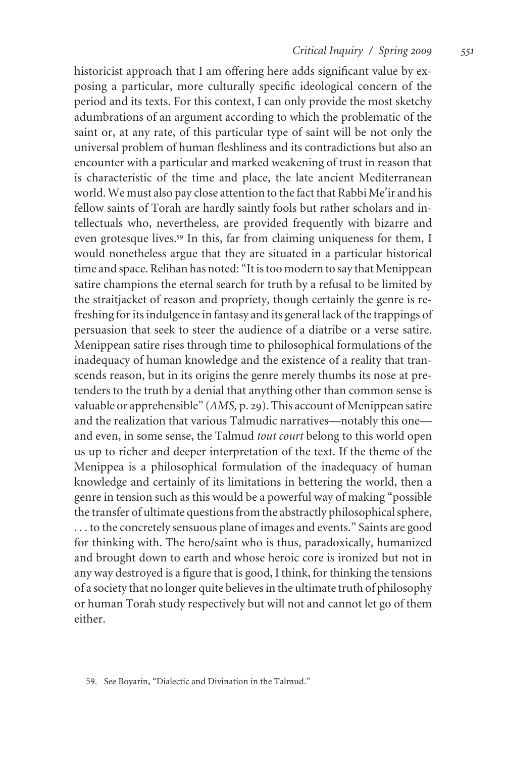historicist approach that I am offering here adds significant value by exposing a particular, more culturally specific ideological concern of the period and its texts. For this context, I can only provide the most sketchy adumbrations of an argument according to which the problematic of the saint or, at any rate, of this particular type of saint will be not only the universal problem of human fleshliness and its contradictions but also an encounter with a particular and marked weakening of trust in reason that is characteristic of the time and place, the late ancient Mediterranean world. We must also pay close attention to the fact that Rabbi Meʾir and his fellow saints of Torah are hardly saintly fools but rather scholars and intellectuals who, nevertheless, are provided frequently with bizarre and even grotesque lives.[59] In this, far from claiming uniqueness for them, I would nonetheless argue that they are situated in a particular historical time and space. Relihan has noted: "It is too modern to say that Menippean satire champions the eternal search for truth by a refusal to be limited by the straitjacket of reason and propriety, though certainly the genre is refreshing for its indulgence in fantasy and its general lack of the trappings of persuasion that seek to steer the audience of a diatribe or a verse satire. Menippean satire rises through time to philosophical formulations of the inadequacy of human knowledge and the existence of a reality that transcends reason, but in its origins the genre merely thumbs its nose at pretenders to the truth by a denial that anything other than common sense is valuable or apprehensible" (*AMS*, p. 29). This account of Menippean satire and the realization that various Talmudic narratives—notably this one—and even, in some sense, the Talmud *tout court* belong to this world open us up to richer and deeper interpretation of the text. If the theme of the Menippea is a philosophical formulation of the inadequacy of human knowledge and certainly of its limitations in bettering the world, then a genre in tension such as this would be a powerful way of making "possible the transfer of ultimate questions from the abstractly philosophical sphere, . . . to the concretely sensuous plane of images and events." Saints are good for thinking with. The hero/saint who is thus, paradoxically, humanized and brought down to earth and whose heroic core is ironized but not in any way destroyed is a figure that is good, I think, for thinking the tensions of a society that no longer quite believes in the ultimate truth of philosophy or human Torah study respectively but will not and cannot let go of them either.

59. See Boyarin, "Dialectic and Divination in the Talmud."